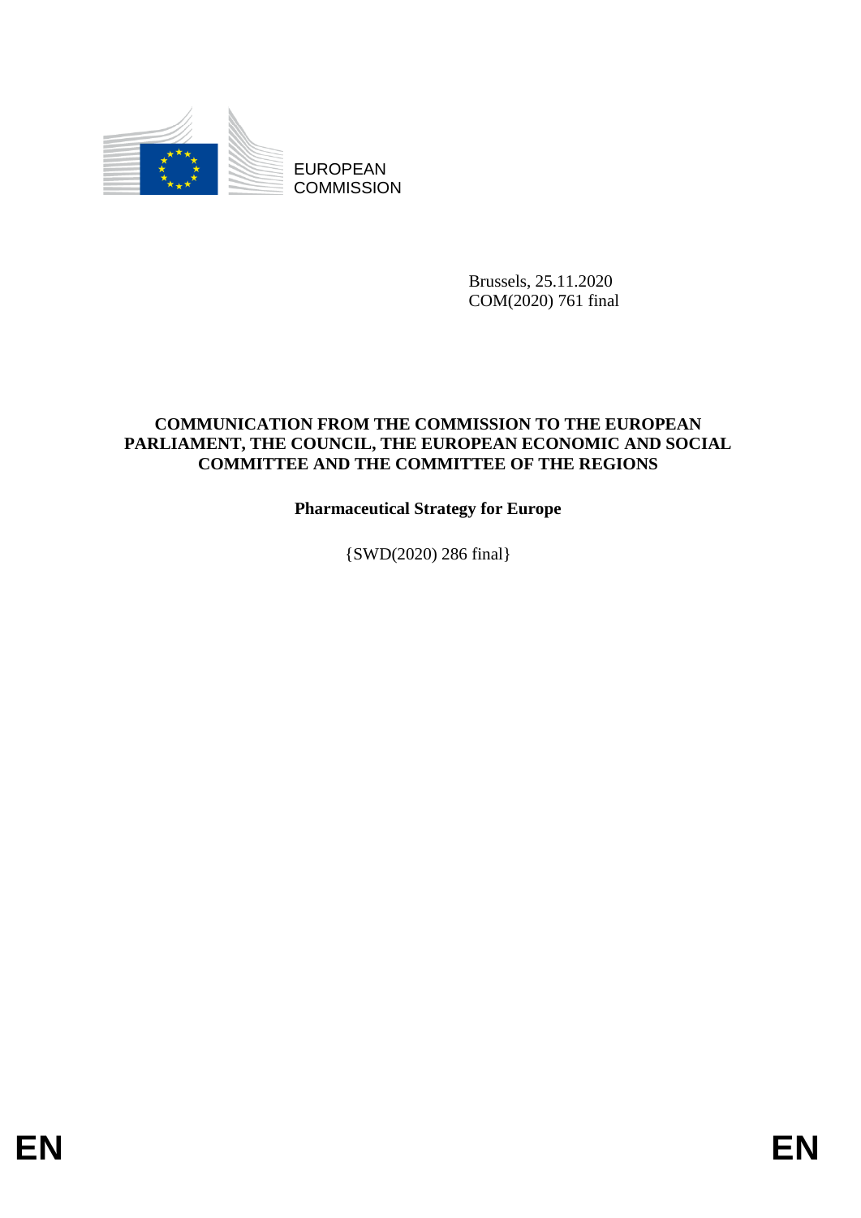EUROPEAN
COMMISSION

Brussels, 25.11.2020
COM(2020) 761 final

**COMMUNICATION FROM THE COMMISSION TO THE EUROPEAN PARLIAMENT, THE COUNCIL, THE EUROPEAN ECONOMIC AND SOCIAL COMMITTEE AND THE COMMITTEE OF THE REGIONS**

**Pharmaceutical Strategy for Europe**

{SWD(2020) 286 final}

EN EN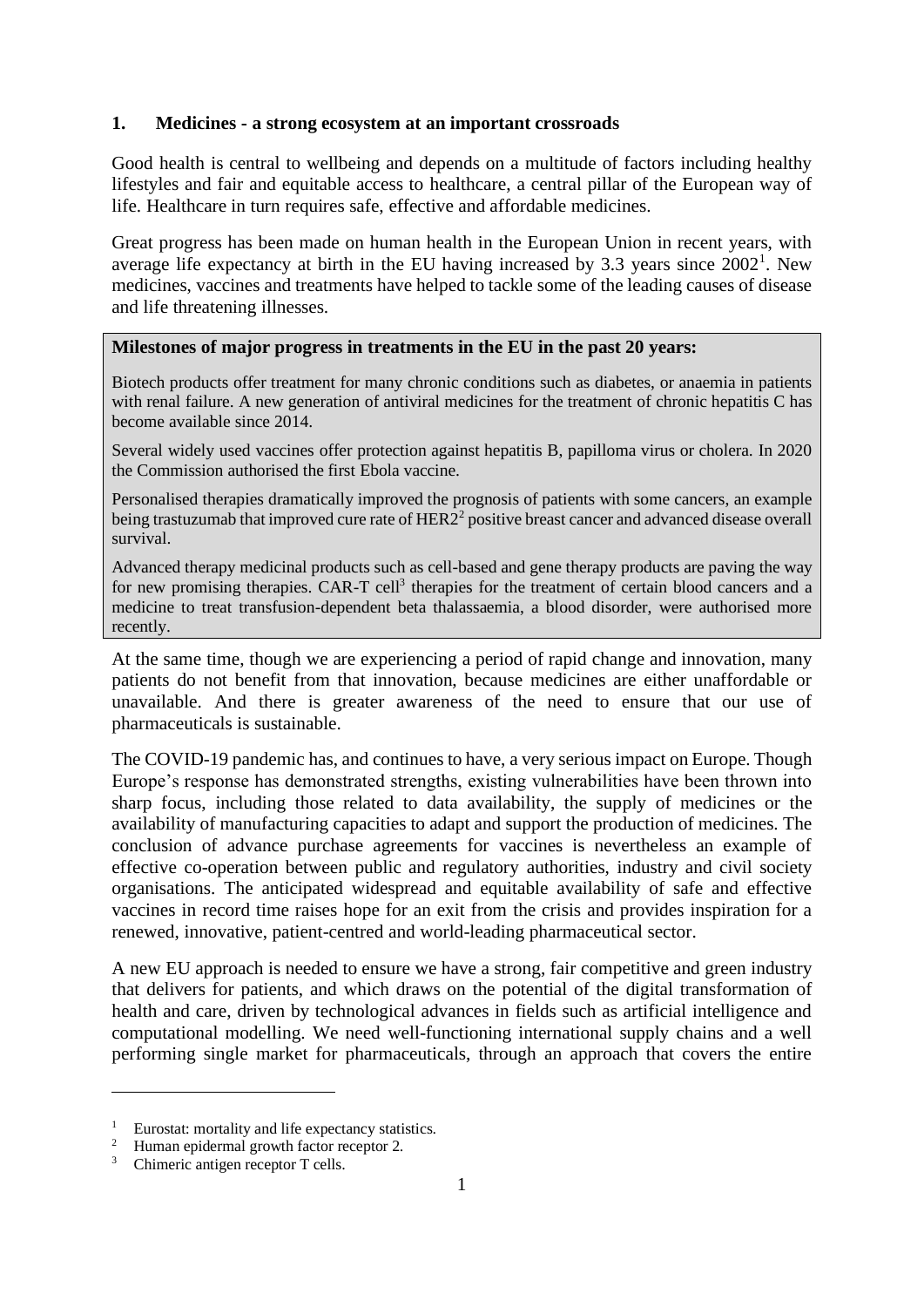## 1. Medicines - a strong ecosystem at an important crossroads

Good health is central to wellbeing and depends on a multitude of factors including healthy lifestyles and fair and equitable access to healthcare, a central pillar of the European way of life. Healthcare in turn requires safe, effective and affordable medicines.

Great progress has been made on human health in the European Union in recent years, with average life expectancy at birth in the EU having increased by 3.3 years since 2002[1]. New medicines, vaccines and treatments have helped to tackle some of the leading causes of disease and life threatening illnesses.

> **Milestones of major progress in treatments in the EU in the past 20 years:**
>
> Biotech products offer treatment for many chronic conditions such as diabetes, or anaemia in patients with renal failure. A new generation of antiviral medicines for the treatment of chronic hepatitis C has become available since 2014.
>
> Several widely used vaccines offer protection against hepatitis B, papilloma virus or cholera. In 2020 the Commission authorised the first Ebola vaccine.
>
> Personalised therapies dramatically improved the prognosis of patients with some cancers, an example being trastuzumab that improved cure rate of HER2[2] positive breast cancer and advanced disease overall survival.
>
> Advanced therapy medicinal products such as cell-based and gene therapy products are paving the way for new promising therapies. CAR-T cell[3] therapies for the treatment of certain blood cancers and a medicine to treat transfusion-dependent beta thalassaemia, a blood disorder, were authorised more recently.

At the same time, though we are experiencing a period of rapid change and innovation, many patients do not benefit from that innovation, because medicines are either unaffordable or unavailable. And there is greater awareness of the need to ensure that our use of pharmaceuticals is sustainable.

The COVID-19 pandemic has, and continues to have, a very serious impact on Europe. Though Europe's response has demonstrated strengths, existing vulnerabilities have been thrown into sharp focus, including those related to data availability, the supply of medicines or the availability of manufacturing capacities to adapt and support the production of medicines. The conclusion of advance purchase agreements for vaccines is nevertheless an example of effective co-operation between public and regulatory authorities, industry and civil society organisations. The anticipated widespread and equitable availability of safe and effective vaccines in record time raises hope for an exit from the crisis and provides inspiration for a renewed, innovative, patient-centred and world-leading pharmaceutical sector.

A new EU approach is needed to ensure we have a strong, fair competitive and green industry that delivers for patients, and which draws on the potential of the digital transformation of health and care, driven by technological advances in fields such as artificial intelligence and computational modelling. We need well-functioning international supply chains and a well performing single market for pharmaceuticals, through an approach that covers the entire

---

[1] Eurostat: mortality and life expectancy statistics.

[2] Human epidermal growth factor receptor 2.

[3] Chimeric antigen receptor T cells.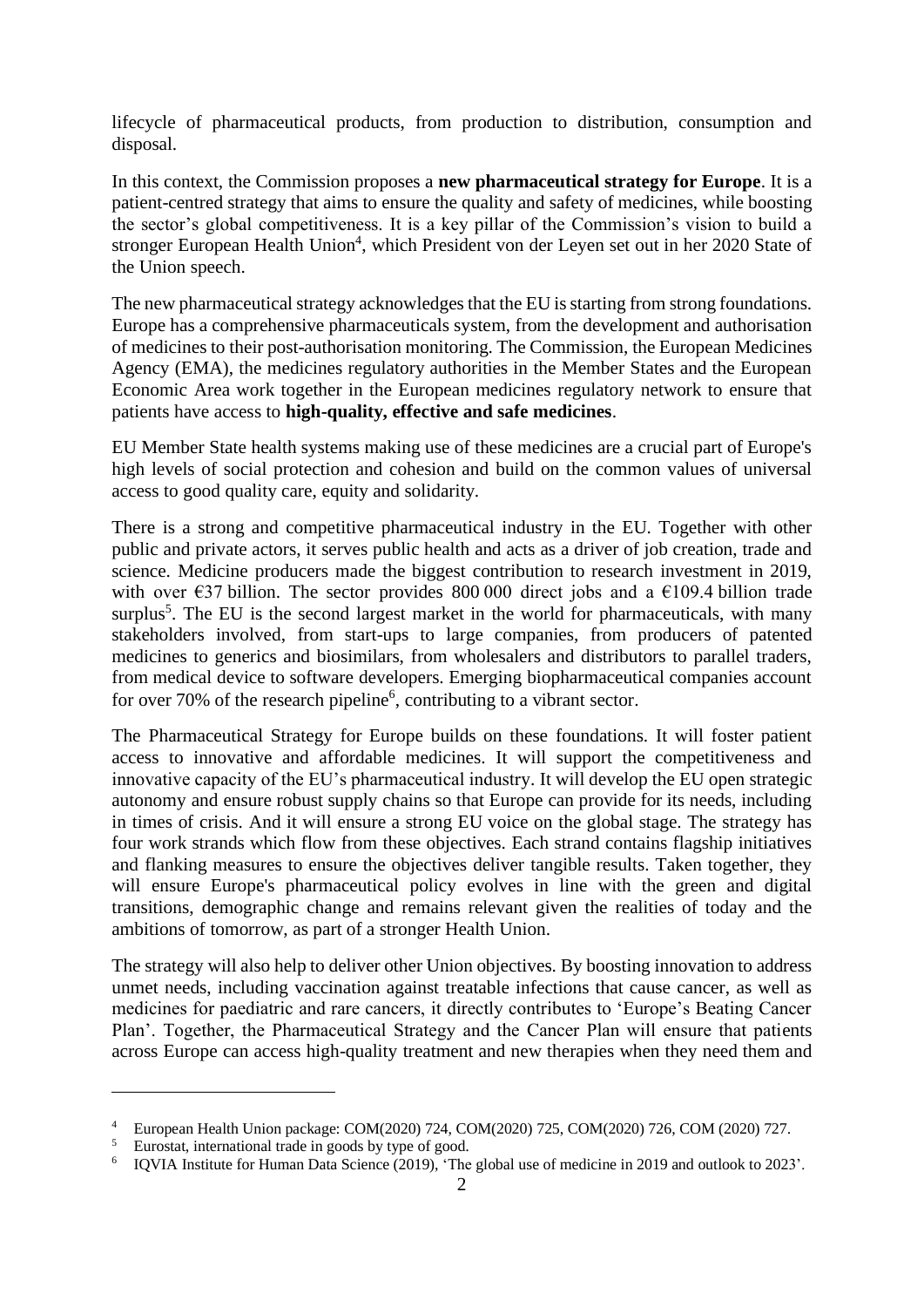lifecycle of pharmaceutical products, from production to distribution, consumption and disposal.

In this context, the Commission proposes a **new pharmaceutical strategy for Europe**. It is a patient-centred strategy that aims to ensure the quality and safety of medicines, while boosting the sector's global competitiveness. It is a key pillar of the Commission's vision to build a stronger European Health Union[4], which President von der Leyen set out in her 2020 State of the Union speech.

The new pharmaceutical strategy acknowledges that the EU is starting from strong foundations. Europe has a comprehensive pharmaceuticals system, from the development and authorisation of medicines to their post-authorisation monitoring. The Commission, the European Medicines Agency (EMA), the medicines regulatory authorities in the Member States and the European Economic Area work together in the European medicines regulatory network to ensure that patients have access to **high-quality, effective and safe medicines**.

EU Member State health systems making use of these medicines are a crucial part of Europe's high levels of social protection and cohesion and build on the common values of universal access to good quality care, equity and solidarity.

There is a strong and competitive pharmaceutical industry in the EU. Together with other public and private actors, it serves public health and acts as a driver of job creation, trade and science. Medicine producers made the biggest contribution to research investment in 2019, with over €37 billion. The sector provides 800 000 direct jobs and a €109.4 billion trade surplus[5]. The EU is the second largest market in the world for pharmaceuticals, with many stakeholders involved, from start-ups to large companies, from producers of patented medicines to generics and biosimilars, from wholesalers and distributors to parallel traders, from medical device to software developers. Emerging biopharmaceutical companies account for over 70% of the research pipeline[6], contributing to a vibrant sector.

The Pharmaceutical Strategy for Europe builds on these foundations. It will foster patient access to innovative and affordable medicines. It will support the competitiveness and innovative capacity of the EU's pharmaceutical industry. It will develop the EU open strategic autonomy and ensure robust supply chains so that Europe can provide for its needs, including in times of crisis. And it will ensure a strong EU voice on the global stage. The strategy has four work strands which flow from these objectives. Each strand contains flagship initiatives and flanking measures to ensure the objectives deliver tangible results. Taken together, they will ensure Europe's pharmaceutical policy evolves in line with the green and digital transitions, demographic change and remains relevant given the realities of today and the ambitions of tomorrow, as part of a stronger Health Union.

The strategy will also help to deliver other Union objectives. By boosting innovation to address unmet needs, including vaccination against treatable infections that cause cancer, as well as medicines for paediatric and rare cancers, it directly contributes to 'Europe's Beating Cancer Plan'. Together, the Pharmaceutical Strategy and the Cancer Plan will ensure that patients across Europe can access high-quality treatment and new therapies when they need them and

---

[4] European Health Union package: COM(2020) 724, COM(2020) 725, COM(2020) 726, COM (2020) 727.

[5] Eurostat, international trade in goods by type of good.

[6] IQVIA Institute for Human Data Science (2019), 'The global use of medicine in 2019 and outlook to 2023'.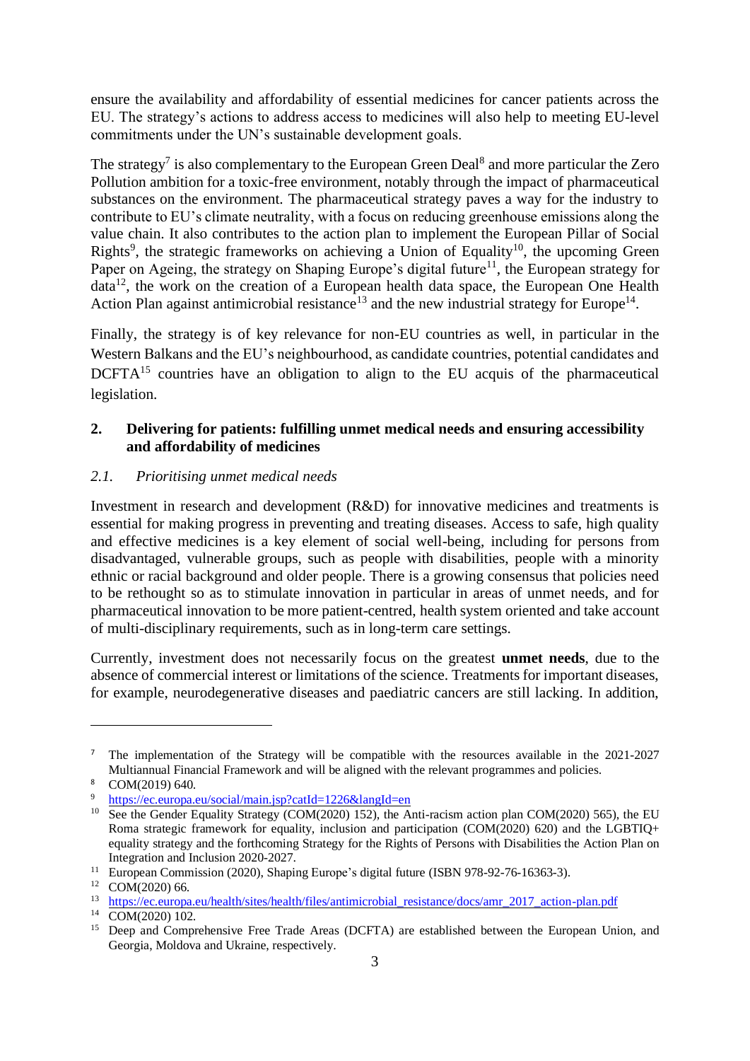ensure the availability and affordability of essential medicines for cancer patients across the EU. The strategy's actions to address access to medicines will also help to meeting EU-level commitments under the UN's sustainable development goals.

The strategy[7] is also complementary to the European Green Deal[8] and more particular the Zero Pollution ambition for a toxic-free environment, notably through the impact of pharmaceutical substances on the environment. The pharmaceutical strategy paves a way for the industry to contribute to EU's climate neutrality, with a focus on reducing greenhouse emissions along the value chain. It also contributes to the action plan to implement the European Pillar of Social Rights[9], the strategic frameworks on achieving a Union of Equality[10], the upcoming Green Paper on Ageing, the strategy on Shaping Europe's digital future[11], the European strategy for data[12], the work on the creation of a European health data space, the European One Health Action Plan against antimicrobial resistance[13] and the new industrial strategy for Europe[14].

Finally, the strategy is of key relevance for non-EU countries as well, in particular in the Western Balkans and the EU's neighbourhood, as candidate countries, potential candidates and DCFTA[15] countries have an obligation to align to the EU acquis of the pharmaceutical legislation.

## 2. Delivering for patients: fulfilling unmet medical needs and ensuring accessibility and affordability of medicines

### *2.1. Prioritising unmet medical needs*

Investment in research and development (R&D) for innovative medicines and treatments is essential for making progress in preventing and treating diseases. Access to safe, high quality and effective medicines is a key element of social well-being, including for persons from disadvantaged, vulnerable groups, such as people with disabilities, people with a minority ethnic or racial background and older people. There is a growing consensus that policies need to be rethought so as to stimulate innovation in particular in areas of unmet needs, and for pharmaceutical innovation to be more patient-centred, health system oriented and take account of multi-disciplinary requirements, such as in long-term care settings.

Currently, investment does not necessarily focus on the greatest **unmet needs**, due to the absence of commercial interest or limitations of the science. Treatments for important diseases, for example, neurodegenerative diseases and paediatric cancers are still lacking. In addition,

---

[7] The implementation of the Strategy will be compatible with the resources available in the 2021-2027 Multiannual Financial Framework and will be aligned with the relevant programmes and policies.

[8] COM(2019) 640.

[9] https://ec.europa.eu/social/main.jsp?catId=1226&langId=en

[10] See the Gender Equality Strategy (COM(2020) 152), the Anti-racism action plan COM(2020) 565), the EU Roma strategic framework for equality, inclusion and participation (COM(2020) 620) and the LGBTIQ+ equality strategy and the forthcoming Strategy for the Rights of Persons with Disabilities the Action Plan on Integration and Inclusion 2020-2027.

[11] European Commission (2020), Shaping Europe's digital future (ISBN 978-92-76-16363-3).

[12] COM(2020) 66.

[13] https://ec.europa.eu/health/sites/health/files/antimicrobial_resistance/docs/amr_2017_action-plan.pdf

[14] COM(2020) 102.

[15] Deep and Comprehensive Free Trade Areas (DCFTA) are established between the European Union, and Georgia, Moldova and Ukraine, respectively.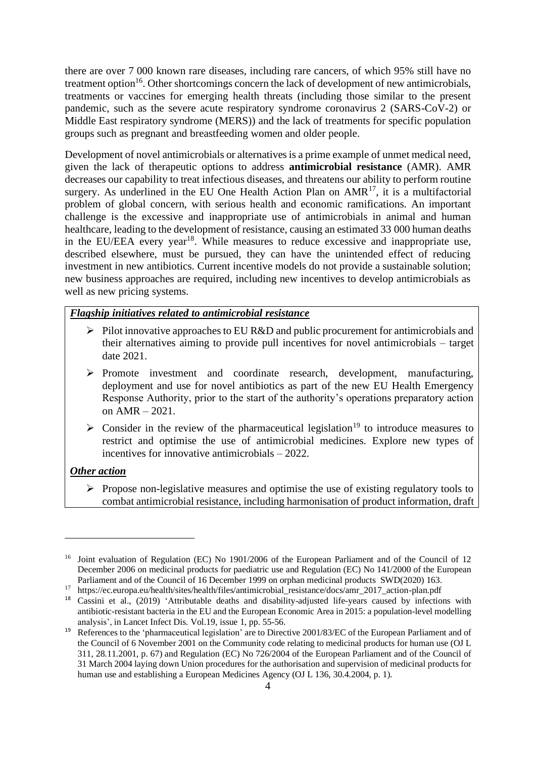there are over 7 000 known rare diseases, including rare cancers, of which 95% still have no treatment option[16]. Other shortcomings concern the lack of development of new antimicrobials, treatments or vaccines for emerging health threats (including those similar to the present pandemic, such as the severe acute respiratory syndrome coronavirus 2 (SARS-CoV-2) or Middle East respiratory syndrome (MERS)) and the lack of treatments for specific population groups such as pregnant and breastfeeding women and older people.

Development of novel antimicrobials or alternatives is a prime example of unmet medical need, given the lack of therapeutic options to address **antimicrobial resistance** (AMR). AMR decreases our capability to treat infectious diseases, and threatens our ability to perform routine surgery. As underlined in the EU One Health Action Plan on AMR[17], it is a multifactorial problem of global concern, with serious health and economic ramifications. An important challenge is the excessive and inappropriate use of antimicrobials in animal and human healthcare, leading to the development of resistance, causing an estimated 33 000 human deaths in the EU/EEA every year[18]. While measures to reduce excessive and inappropriate use, described elsewhere, must be pursued, they can have the unintended effect of reducing investment in new antibiotics. Current incentive models do not provide a sustainable solution; new business approaches are required, including new incentives to develop antimicrobials as well as new pricing systems.

***Flagship initiatives related to antimicrobial resistance***

- Pilot innovative approaches to EU R&D and public procurement for antimicrobials and their alternatives aiming to provide pull incentives for novel antimicrobials – target date 2021.
- Promote investment and coordinate research, development, manufacturing, deployment and use for novel antibiotics as part of the new EU Health Emergency Response Authority, prior to the start of the authority's operations preparatory action on AMR – 2021.
- Consider in the review of the pharmaceutical legislation[19] to introduce measures to restrict and optimise the use of antimicrobial medicines. Explore new types of incentives for innovative antimicrobials – 2022.

***Other action***

- Propose non-legislative measures and optimise the use of existing regulatory tools to combat antimicrobial resistance, including harmonisation of product information, draft

---

[16] Joint evaluation of Regulation (EC) No 1901/2006 of the European Parliament and of the Council of 12 December 2006 on medicinal products for paediatric use and Regulation (EC) No 141/2000 of the European Parliament and of the Council of 16 December 1999 on orphan medicinal products SWD(2020) 163.

[17] https://ec.europa.eu/health/sites/health/files/antimicrobial_resistance/docs/amr_2017_action-plan.pdf

[18] Cassini et al., (2019) 'Attributable deaths and disability-adjusted life-years caused by infections with antibiotic-resistant bacteria in the EU and the European Economic Area in 2015: a population-level modelling analysis', in Lancet Infect Dis. Vol.19, issue 1, pp. 55-56.

[19] References to the 'pharmaceutical legislation' are to Directive 2001/83/EC of the European Parliament and of the Council of 6 November 2001 on the Community code relating to medicinal products for human use (OJ L 311, 28.11.2001, p. 67) and Regulation (EC) No 726/2004 of the European Parliament and of the Council of 31 March 2004 laying down Union procedures for the authorisation and supervision of medicinal products for human use and establishing a European Medicines Agency (OJ L 136, 30.4.2004, p. 1).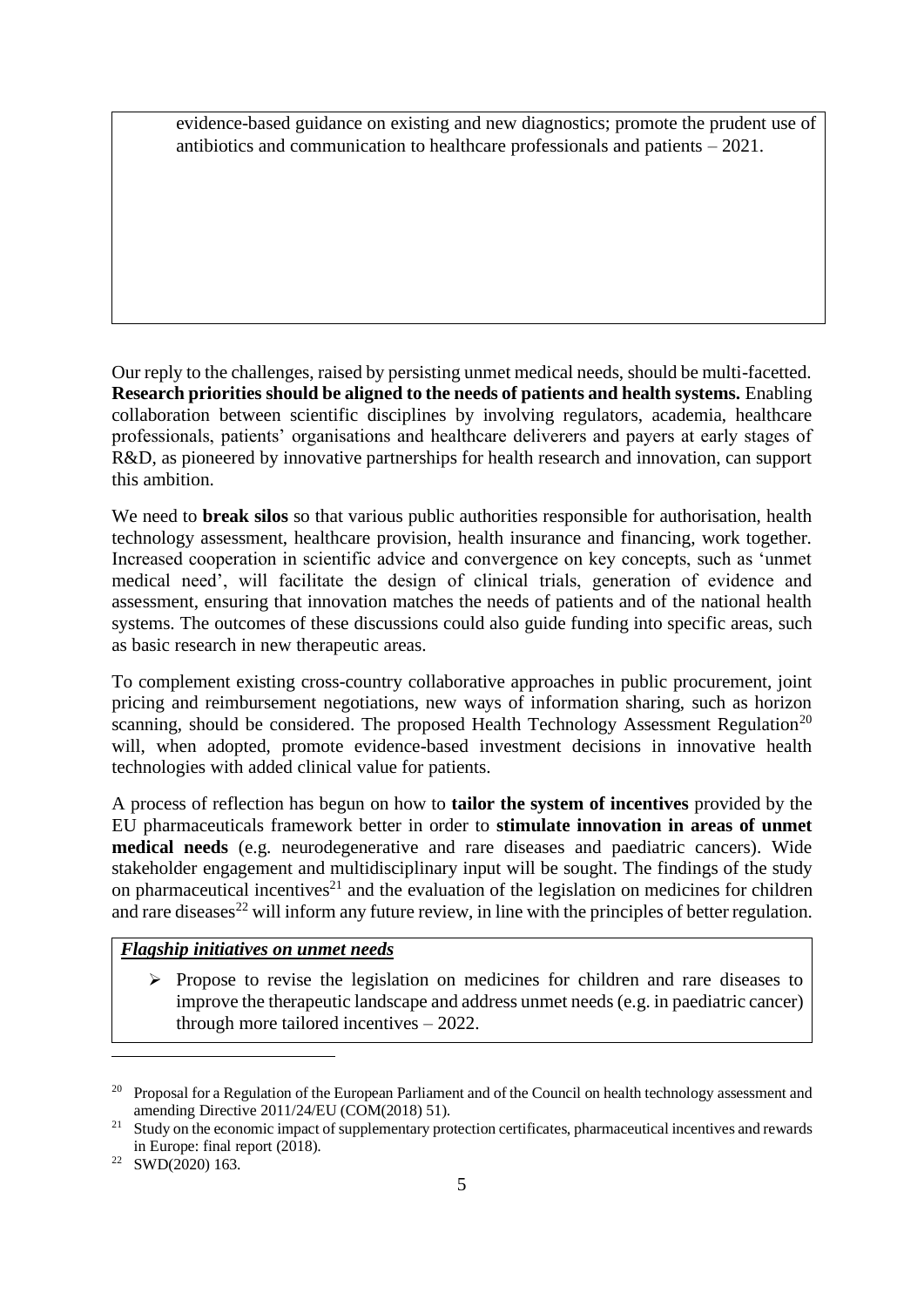evidence-based guidance on existing and new diagnostics; promote the prudent use of antibiotics and communication to healthcare professionals and patients – 2021.

Our reply to the challenges, raised by persisting unmet medical needs, should be multi-facetted. **Research priorities should be aligned to the needs of patients and health systems.** Enabling collaboration between scientific disciplines by involving regulators, academia, healthcare professionals, patients' organisations and healthcare deliverers and payers at early stages of R&D, as pioneered by innovative partnerships for health research and innovation, can support this ambition.

We need to **break silos** so that various public authorities responsible for authorisation, health technology assessment, healthcare provision, health insurance and financing, work together. Increased cooperation in scientific advice and convergence on key concepts, such as 'unmet medical need', will facilitate the design of clinical trials, generation of evidence and assessment, ensuring that innovation matches the needs of patients and of the national health systems. The outcomes of these discussions could also guide funding into specific areas, such as basic research in new therapeutic areas.

To complement existing cross-country collaborative approaches in public procurement, joint pricing and reimbursement negotiations, new ways of information sharing, such as horizon scanning, should be considered. The proposed Health Technology Assessment Regulation[20] will, when adopted, promote evidence-based investment decisions in innovative health technologies with added clinical value for patients.

A process of reflection has begun on how to **tailor the system of incentives** provided by the EU pharmaceuticals framework better in order to **stimulate innovation in areas of unmet medical needs** (e.g. neurodegenerative and rare diseases and paediatric cancers). Wide stakeholder engagement and multidisciplinary input will be sought. The findings of the study on pharmaceutical incentives[21] and the evaluation of the legislation on medicines for children and rare diseases[22] will inform any future review, in line with the principles of better regulation.

***Flagship initiatives on unmet needs***

- Propose to revise the legislation on medicines for children and rare diseases to improve the therapeutic landscape and address unmet needs (e.g. in paediatric cancer) through more tailored incentives – 2022.

---

[20] Proposal for a Regulation of the European Parliament and of the Council on health technology assessment and amending Directive 2011/24/EU (COM(2018) 51).

[21] Study on the economic impact of supplementary protection certificates, pharmaceutical incentives and rewards in Europe: final report (2018).

[22] SWD(2020) 163.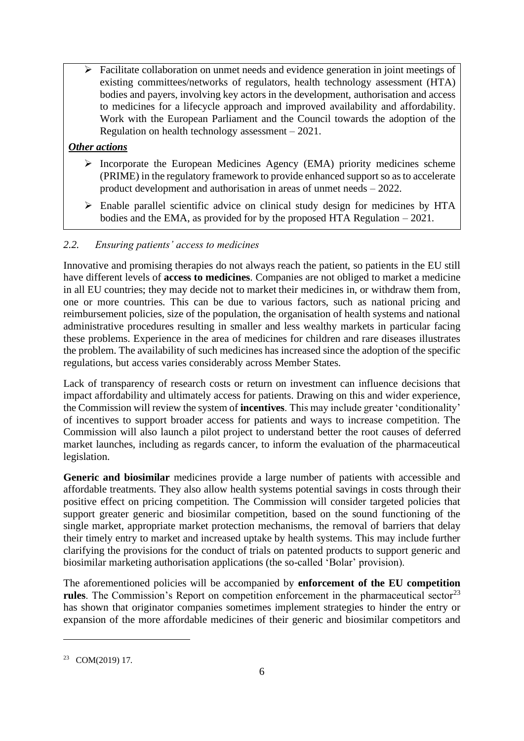- Facilitate collaboration on unmet needs and evidence generation in joint meetings of existing committees/networks of regulators, health technology assessment (HTA) bodies and payers, involving key actors in the development, authorisation and access to medicines for a lifecycle approach and improved availability and affordability. Work with the European Parliament and the Council towards the adoption of the Regulation on health technology assessment – 2021.

***Other actions***

- Incorporate the European Medicines Agency (EMA) priority medicines scheme (PRIME) in the regulatory framework to provide enhanced support so as to accelerate product development and authorisation in areas of unmet needs – 2022.
- Enable parallel scientific advice on clinical study design for medicines by HTA bodies and the EMA, as provided for by the proposed HTA Regulation – 2021.

### *2.2. Ensuring patients' access to medicines*

Innovative and promising therapies do not always reach the patient, so patients in the EU still have different levels of **access to medicines**. Companies are not obliged to market a medicine in all EU countries; they may decide not to market their medicines in, or withdraw them from, one or more countries. This can be due to various factors, such as national pricing and reimbursement policies, size of the population, the organisation of health systems and national administrative procedures resulting in smaller and less wealthy markets in particular facing these problems. Experience in the area of medicines for children and rare diseases illustrates the problem. The availability of such medicines has increased since the adoption of the specific regulations, but access varies considerably across Member States.

Lack of transparency of research costs or return on investment can influence decisions that impact affordability and ultimately access for patients. Drawing on this and wider experience, the Commission will review the system of **incentives**. This may include greater 'conditionality' of incentives to support broader access for patients and ways to increase competition. The Commission will also launch a pilot project to understand better the root causes of deferred market launches, including as regards cancer, to inform the evaluation of the pharmaceutical legislation.

**Generic and biosimilar** medicines provide a large number of patients with accessible and affordable treatments. They also allow health systems potential savings in costs through their positive effect on pricing competition. The Commission will consider targeted policies that support greater generic and biosimilar competition, based on the sound functioning of the single market, appropriate market protection mechanisms, the removal of barriers that delay their timely entry to market and increased uptake by health systems. This may include further clarifying the provisions for the conduct of trials on patented products to support generic and biosimilar marketing authorisation applications (the so-called 'Bolar' provision).

The aforementioned policies will be accompanied by **enforcement of the EU competition rules**. The Commission's Report on competition enforcement in the pharmaceutical sector[23] has shown that originator companies sometimes implement strategies to hinder the entry or expansion of the more affordable medicines of their generic and biosimilar competitors and

[23] COM(2019) 17.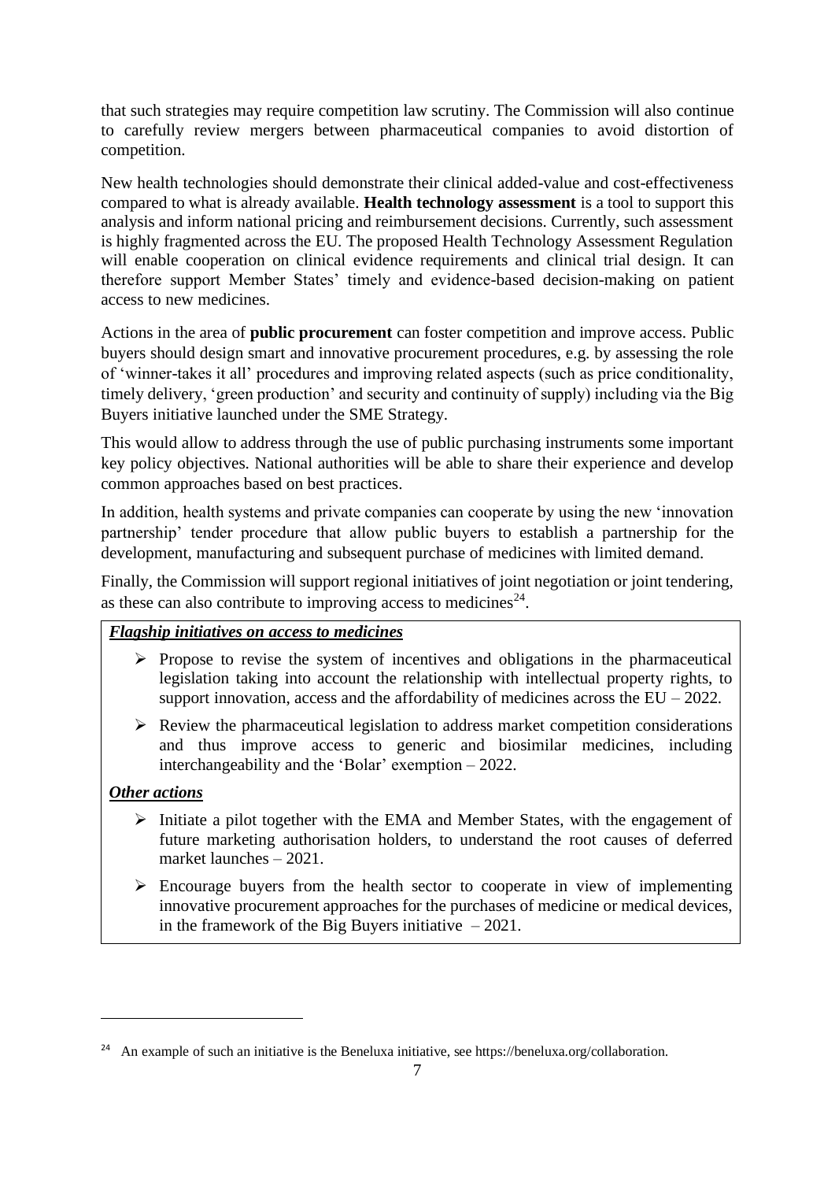that such strategies may require competition law scrutiny. The Commission will also continue to carefully review mergers between pharmaceutical companies to avoid distortion of competition.

New health technologies should demonstrate their clinical added-value and cost-effectiveness compared to what is already available. **Health technology assessment** is a tool to support this analysis and inform national pricing and reimbursement decisions. Currently, such assessment is highly fragmented across the EU. The proposed Health Technology Assessment Regulation will enable cooperation on clinical evidence requirements and clinical trial design. It can therefore support Member States' timely and evidence-based decision-making on patient access to new medicines.

Actions in the area of **public procurement** can foster competition and improve access. Public buyers should design smart and innovative procurement procedures, e.g. by assessing the role of 'winner-takes it all' procedures and improving related aspects (such as price conditionality, timely delivery, 'green production' and security and continuity of supply) including via the Big Buyers initiative launched under the SME Strategy.

This would allow to address through the use of public purchasing instruments some important key policy objectives. National authorities will be able to share their experience and develop common approaches based on best practices.

In addition, health systems and private companies can cooperate by using the new 'innovation partnership' tender procedure that allow public buyers to establish a partnership for the development, manufacturing and subsequent purchase of medicines with limited demand.

Finally, the Commission will support regional initiatives of joint negotiation or joint tendering, as these can also contribute to improving access to medicines[24].

***Flagship initiatives on access to medicines***

- Propose to revise the system of incentives and obligations in the pharmaceutical legislation taking into account the relationship with intellectual property rights, to support innovation, access and the affordability of medicines across the EU – 2022.
- Review the pharmaceutical legislation to address market competition considerations and thus improve access to generic and biosimilar medicines, including interchangeability and the 'Bolar' exemption – 2022.

***Other actions***

- Initiate a pilot together with the EMA and Member States, with the engagement of future marketing authorisation holders, to understand the root causes of deferred market launches – 2021.
- Encourage buyers from the health sector to cooperate in view of implementing innovative procurement approaches for the purchases of medicine or medical devices, in the framework of the Big Buyers initiative – 2021.

---

[24] An example of such an initiative is the Beneluxa initiative, see https://beneluxa.org/collaboration.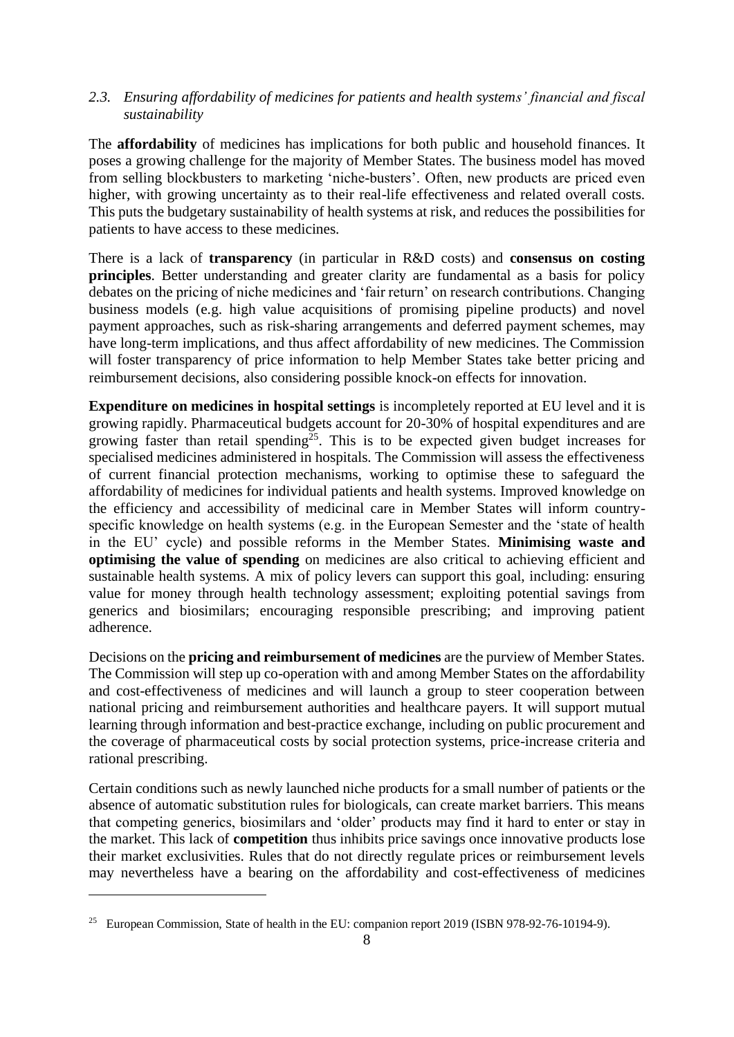### *2.3. Ensuring affordability of medicines for patients and health systems' financial and fiscal sustainability*

The **affordability** of medicines has implications for both public and household finances. It poses a growing challenge for the majority of Member States. The business model has moved from selling blockbusters to marketing 'niche-busters'. Often, new products are priced even higher, with growing uncertainty as to their real-life effectiveness and related overall costs. This puts the budgetary sustainability of health systems at risk, and reduces the possibilities for patients to have access to these medicines.

There is a lack of **transparency** (in particular in R&D costs) and **consensus on costing principles**. Better understanding and greater clarity are fundamental as a basis for policy debates on the pricing of niche medicines and 'fair return' on research contributions. Changing business models (e.g. high value acquisitions of promising pipeline products) and novel payment approaches, such as risk-sharing arrangements and deferred payment schemes, may have long-term implications, and thus affect affordability of new medicines. The Commission will foster transparency of price information to help Member States take better pricing and reimbursement decisions, also considering possible knock-on effects for innovation.

**Expenditure on medicines in hospital settings** is incompletely reported at EU level and it is growing rapidly. Pharmaceutical budgets account for 20-30% of hospital expenditures and are growing faster than retail spending[25]. This is to be expected given budget increases for specialised medicines administered in hospitals. The Commission will assess the effectiveness of current financial protection mechanisms, working to optimise these to safeguard the affordability of medicines for individual patients and health systems. Improved knowledge on the efficiency and accessibility of medicinal care in Member States will inform country-specific knowledge on health systems (e.g. in the European Semester and the 'state of health in the EU' cycle) and possible reforms in the Member States. **Minimising waste and optimising the value of spending** on medicines are also critical to achieving efficient and sustainable health systems. A mix of policy levers can support this goal, including: ensuring value for money through health technology assessment; exploiting potential savings from generics and biosimilars; encouraging responsible prescribing; and improving patient adherence.

Decisions on the **pricing and reimbursement of medicines** are the purview of Member States. The Commission will step up co-operation with and among Member States on the affordability and cost-effectiveness of medicines and will launch a group to steer cooperation between national pricing and reimbursement authorities and healthcare payers. It will support mutual learning through information and best-practice exchange, including on public procurement and the coverage of pharmaceutical costs by social protection systems, price-increase criteria and rational prescribing.

Certain conditions such as newly launched niche products for a small number of patients or the absence of automatic substitution rules for biologicals, can create market barriers. This means that competing generics, biosimilars and 'older' products may find it hard to enter or stay in the market. This lack of **competition** thus inhibits price savings once innovative products lose their market exclusivities. Rules that do not directly regulate prices or reimbursement levels may nevertheless have a bearing on the affordability and cost-effectiveness of medicines

---

[25] European Commission, State of health in the EU: companion report 2019 (ISBN 978-92-76-10194-9).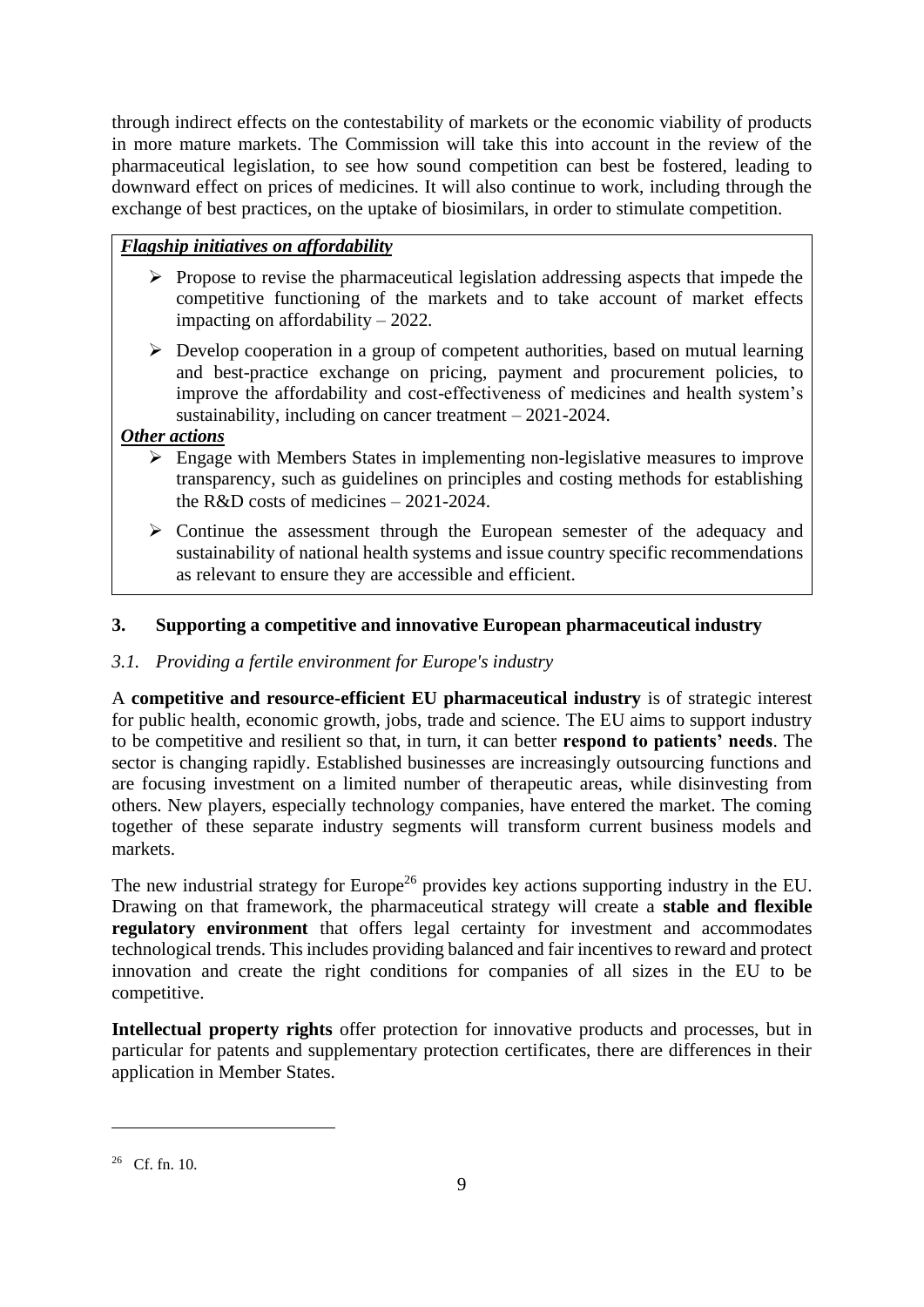through indirect effects on the contestability of markets or the economic viability of products in more mature markets. The Commission will take this into account in the review of the pharmaceutical legislation, to see how sound competition can best be fostered, leading to downward effect on prices of medicines. It will also continue to work, including through the exchange of best practices, on the uptake of biosimilars, in order to stimulate competition.

***Flagship initiatives on affordability***

- Propose to revise the pharmaceutical legislation addressing aspects that impede the competitive functioning of the markets and to take account of market effects impacting on affordability – 2022.
- Develop cooperation in a group of competent authorities, based on mutual learning and best-practice exchange on pricing, payment and procurement policies, to improve the affordability and cost-effectiveness of medicines and health system's sustainability, including on cancer treatment – 2021-2024.

***Other actions***

- Engage with Members States in implementing non-legislative measures to improve transparency, such as guidelines on principles and costing methods for establishing the R&D costs of medicines – 2021-2024.
- Continue the assessment through the European semester of the adequacy and sustainability of national health systems and issue country specific recommendations as relevant to ensure they are accessible and efficient.

## 3. Supporting a competitive and innovative European pharmaceutical industry

### *3.1. Providing a fertile environment for Europe's industry*

A **competitive and resource-efficient EU pharmaceutical industry** is of strategic interest for public health, economic growth, jobs, trade and science. The EU aims to support industry to be competitive and resilient so that, in turn, it can better **respond to patients' needs**. The sector is changing rapidly. Established businesses are increasingly outsourcing functions and are focusing investment on a limited number of therapeutic areas, while disinvesting from others. New players, especially technology companies, have entered the market. The coming together of these separate industry segments will transform current business models and markets.

The new industrial strategy for Europe[26] provides key actions supporting industry in the EU. Drawing on that framework, the pharmaceutical strategy will create a **stable and flexible regulatory environment** that offers legal certainty for investment and accommodates technological trends. This includes providing balanced and fair incentives to reward and protect innovation and create the right conditions for companies of all sizes in the EU to be competitive.

**Intellectual property rights** offer protection for innovative products and processes, but in particular for patents and supplementary protection certificates, there are differences in their application in Member States.

[26] Cf. fn. 10.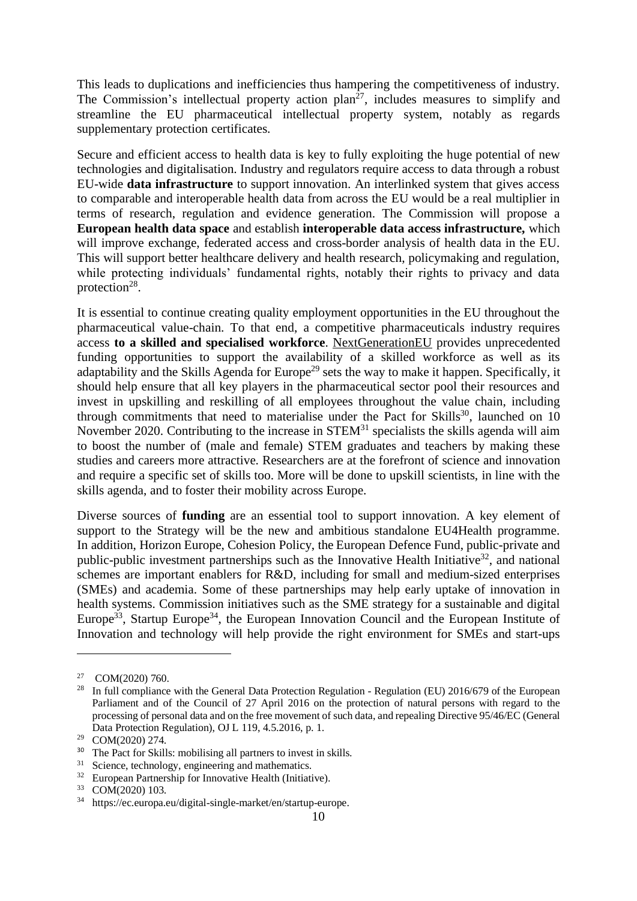This leads to duplications and inefficiencies thus hampering the competitiveness of industry. The Commission's intellectual property action plan[27], includes measures to simplify and streamline the EU pharmaceutical intellectual property system, notably as regards supplementary protection certificates.

Secure and efficient access to health data is key to fully exploiting the huge potential of new technologies and digitalisation. Industry and regulators require access to data through a robust EU-wide **data infrastructure** to support innovation. An interlinked system that gives access to comparable and interoperable health data from across the EU would be a real multiplier in terms of research, regulation and evidence generation. The Commission will propose a **European health data space** and establish **interoperable data access infrastructure,** which will improve exchange, federated access and cross-border analysis of health data in the EU. This will support better healthcare delivery and health research, policymaking and regulation, while protecting individuals' fundamental rights, notably their rights to privacy and data protection[28].

It is essential to continue creating quality employment opportunities in the EU throughout the pharmaceutical value-chain. To that end, a competitive pharmaceuticals industry requires access **to a skilled and specialised workforce**. NextGenerationEU provides unprecedented funding opportunities to support the availability of a skilled workforce as well as its adaptability and the Skills Agenda for Europe[29] sets the way to make it happen. Specifically, it should help ensure that all key players in the pharmaceutical sector pool their resources and invest in upskilling and reskilling of all employees throughout the value chain, including through commitments that need to materialise under the Pact for Skills[30], launched on 10 November 2020. Contributing to the increase in STEM[31] specialists the skills agenda will aim to boost the number of (male and female) STEM graduates and teachers by making these studies and careers more attractive. Researchers are at the forefront of science and innovation and require a specific set of skills too. More will be done to upskill scientists, in line with the skills agenda, and to foster their mobility across Europe.

Diverse sources of **funding** are an essential tool to support innovation. A key element of support to the Strategy will be the new and ambitious standalone EU4Health programme. In addition, Horizon Europe, Cohesion Policy, the European Defence Fund, public-private and public-public investment partnerships such as the Innovative Health Initiative[32], and national schemes are important enablers for R&D, including for small and medium-sized enterprises (SMEs) and academia. Some of these partnerships may help early uptake of innovation in health systems. Commission initiatives such as the SME strategy for a sustainable and digital Europe[33], Startup Europe[34], the European Innovation Council and the European Institute of Innovation and technology will help provide the right environment for SMEs and start-ups

---

[27] COM(2020) 760.

[28] In full compliance with the General Data Protection Regulation - Regulation (EU) 2016/679 of the European Parliament and of the Council of 27 April 2016 on the protection of natural persons with regard to the processing of personal data and on the free movement of such data, and repealing Directive 95/46/EC (General Data Protection Regulation), OJ L 119, 4.5.2016, p. 1.

[29] COM(2020) 274.

[30] The Pact for Skills: mobilising all partners to invest in skills.

[31] Science, technology, engineering and mathematics.

[32] European Partnership for Innovative Health (Initiative).

[33] COM(2020) 103.

[34] https://ec.europa.eu/digital-single-market/en/startup-europe.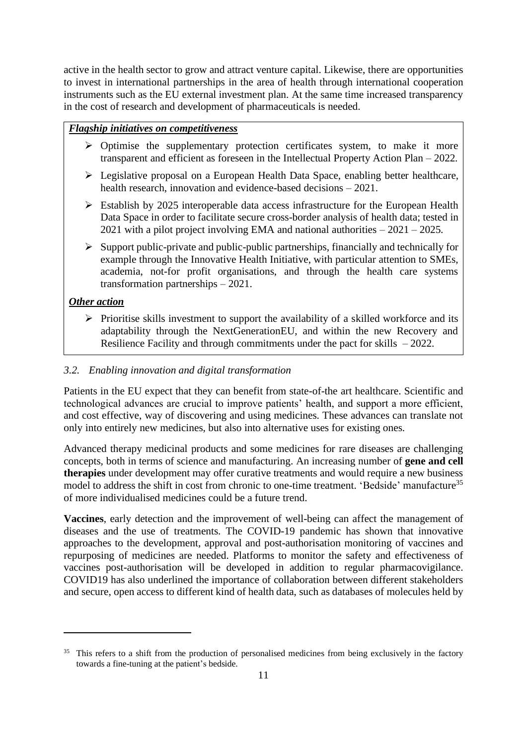active in the health sector to grow and attract venture capital. Likewise, there are opportunities to invest in international partnerships in the area of health through international cooperation instruments such as the EU external investment plan. At the same time increased transparency in the cost of research and development of pharmaceuticals is needed.

***Flagship initiatives on competitiveness***

- Optimise the supplementary protection certificates system, to make it more transparent and efficient as foreseen in the Intellectual Property Action Plan – 2022.
- Legislative proposal on a European Health Data Space, enabling better healthcare, health research, innovation and evidence-based decisions – 2021.
- Establish by 2025 interoperable data access infrastructure for the European Health Data Space in order to facilitate secure cross-border analysis of health data; tested in 2021 with a pilot project involving EMA and national authorities – 2021 – 2025.
- Support public-private and public-public partnerships, financially and technically for example through the Innovative Health Initiative, with particular attention to SMEs, academia, not-for profit organisations, and through the health care systems transformation partnerships – 2021.

***Other action***

- Prioritise skills investment to support the availability of a skilled workforce and its adaptability through the NextGenerationEU, and within the new Recovery and Resilience Facility and through commitments under the pact for skills – 2022.

### *3.2. Enabling innovation and digital transformation*

Patients in the EU expect that they can benefit from state-of-the art healthcare. Scientific and technological advances are crucial to improve patients' health, and support a more efficient, and cost effective, way of discovering and using medicines. These advances can translate not only into entirely new medicines, but also into alternative uses for existing ones.

Advanced therapy medicinal products and some medicines for rare diseases are challenging concepts, both in terms of science and manufacturing. An increasing number of **gene and cell therapies** under development may offer curative treatments and would require a new business model to address the shift in cost from chronic to one-time treatment. 'Bedside' manufacture[35] of more individualised medicines could be a future trend.

**Vaccines**, early detection and the improvement of well-being can affect the management of diseases and the use of treatments. The COVID-19 pandemic has shown that innovative approaches to the development, approval and post-authorisation monitoring of vaccines and repurposing of medicines are needed. Platforms to monitor the safety and effectiveness of vaccines post-authorisation will be developed in addition to regular pharmacovigilance. COVID19 has also underlined the importance of collaboration between different stakeholders and secure, open access to different kind of health data, such as databases of molecules held by

---

[35] This refers to a shift from the production of personalised medicines from being exclusively in the factory towards a fine-tuning at the patient's bedside.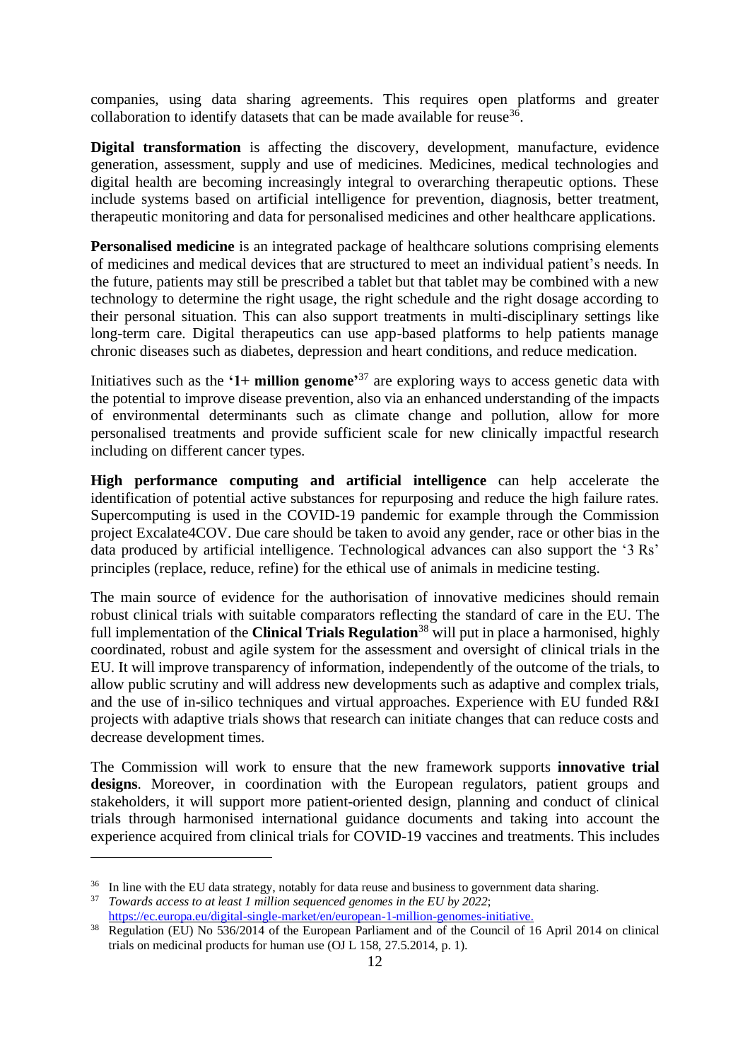companies, using data sharing agreements. This requires open platforms and greater collaboration to identify datasets that can be made available for reuse[36].

**Digital transformation** is affecting the discovery, development, manufacture, evidence generation, assessment, supply and use of medicines. Medicines, medical technologies and digital health are becoming increasingly integral to overarching therapeutic options. These include systems based on artificial intelligence for prevention, diagnosis, better treatment, therapeutic monitoring and data for personalised medicines and other healthcare applications.

**Personalised medicine** is an integrated package of healthcare solutions comprising elements of medicines and medical devices that are structured to meet an individual patient's needs. In the future, patients may still be prescribed a tablet but that tablet may be combined with a new technology to determine the right usage, the right schedule and the right dosage according to their personal situation. This can also support treatments in multi-disciplinary settings like long-term care. Digital therapeutics can use app-based platforms to help patients manage chronic diseases such as diabetes, depression and heart conditions, and reduce medication.

Initiatives such as the **'1+ million genome'**[37] are exploring ways to access genetic data with the potential to improve disease prevention, also via an enhanced understanding of the impacts of environmental determinants such as climate change and pollution, allow for more personalised treatments and provide sufficient scale for new clinically impactful research including on different cancer types.

**High performance computing and artificial intelligence** can help accelerate the identification of potential active substances for repurposing and reduce the high failure rates. Supercomputing is used in the COVID-19 pandemic for example through the Commission project Excalate4COV. Due care should be taken to avoid any gender, race or other bias in the data produced by artificial intelligence. Technological advances can also support the '3 Rs' principles (replace, reduce, refine) for the ethical use of animals in medicine testing.

The main source of evidence for the authorisation of innovative medicines should remain robust clinical trials with suitable comparators reflecting the standard of care in the EU. The full implementation of the **Clinical Trials Regulation**[38] will put in place a harmonised, highly coordinated, robust and agile system for the assessment and oversight of clinical trials in the EU. It will improve transparency of information, independently of the outcome of the trials, to allow public scrutiny and will address new developments such as adaptive and complex trials, and the use of in-silico techniques and virtual approaches. Experience with EU funded R&I projects with adaptive trials shows that research can initiate changes that can reduce costs and decrease development times.

The Commission will work to ensure that the new framework supports **innovative trial designs**. Moreover, in coordination with the European regulators, patient groups and stakeholders, it will support more patient-oriented design, planning and conduct of clinical trials through harmonised international guidance documents and taking into account the experience acquired from clinical trials for COVID-19 vaccines and treatments. This includes

---

[36] In line with the EU data strategy, notably for data reuse and business to government data sharing.

[37] *Towards access to at least 1 million sequenced genomes in the EU by 2022*; https://ec.europa.eu/digital-single-market/en/european-1-million-genomes-initiative.

[38] Regulation (EU) No 536/2014 of the European Parliament and of the Council of 16 April 2014 on clinical trials on medicinal products for human use (OJ L 158, 27.5.2014, p. 1).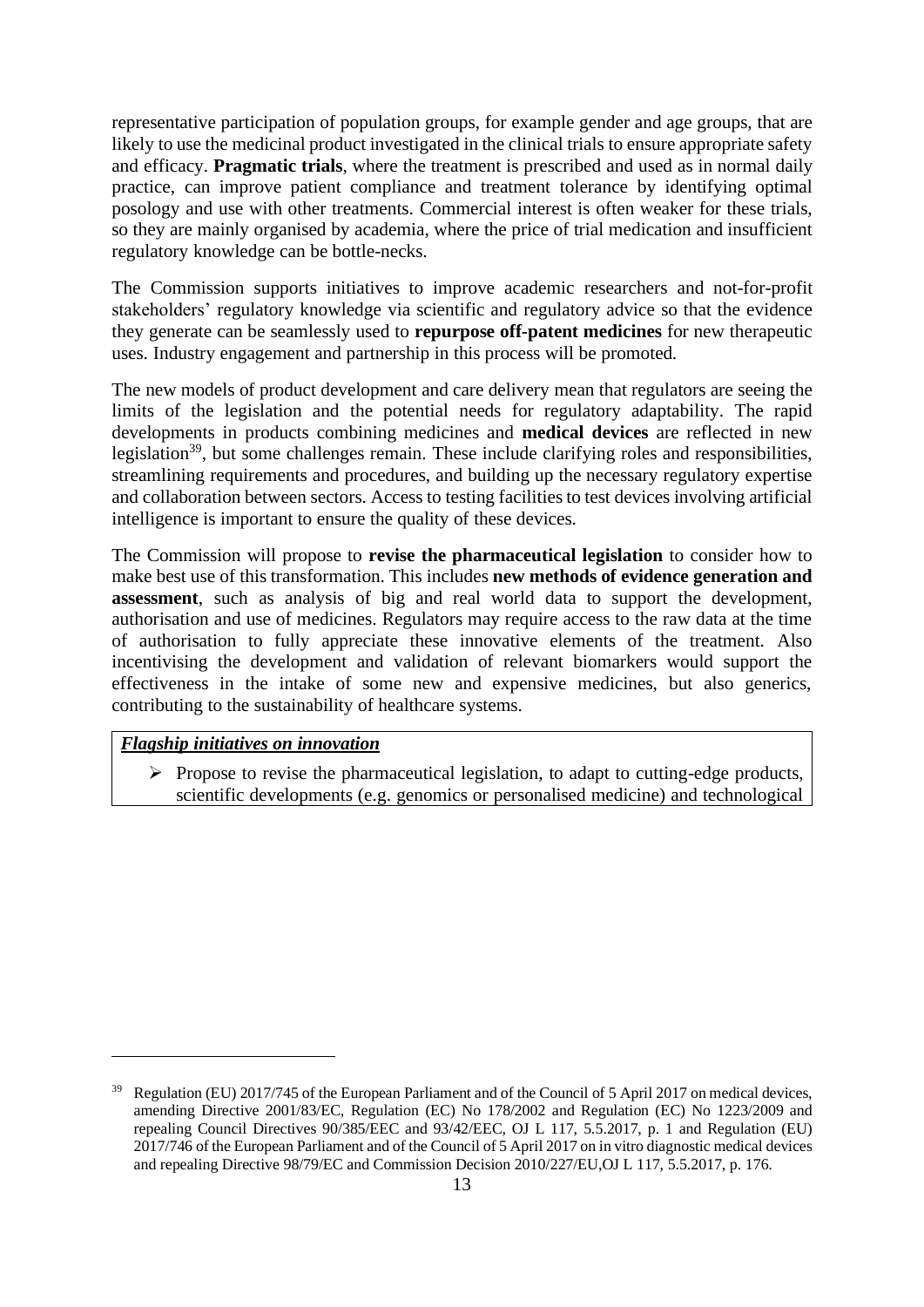representative participation of population groups, for example gender and age groups, that are likely to use the medicinal product investigated in the clinical trials to ensure appropriate safety and efficacy. **Pragmatic trials**, where the treatment is prescribed and used as in normal daily practice, can improve patient compliance and treatment tolerance by identifying optimal posology and use with other treatments. Commercial interest is often weaker for these trials, so they are mainly organised by academia, where the price of trial medication and insufficient regulatory knowledge can be bottle-necks.

The Commission supports initiatives to improve academic researchers and not-for-profit stakeholders' regulatory knowledge via scientific and regulatory advice so that the evidence they generate can be seamlessly used to **repurpose off-patent medicines** for new therapeutic uses. Industry engagement and partnership in this process will be promoted.

The new models of product development and care delivery mean that regulators are seeing the limits of the legislation and the potential needs for regulatory adaptability. The rapid developments in products combining medicines and **medical devices** are reflected in new legislation[39], but some challenges remain. These include clarifying roles and responsibilities, streamlining requirements and procedures, and building up the necessary regulatory expertise and collaboration between sectors. Access to testing facilities to test devices involving artificial intelligence is important to ensure the quality of these devices.

The Commission will propose to **revise the pharmaceutical legislation** to consider how to make best use of this transformation. This includes **new methods of evidence generation and assessment**, such as analysis of big and real world data to support the development, authorisation and use of medicines. Regulators may require access to the raw data at the time of authorisation to fully appreciate these innovative elements of the treatment. Also incentivising the development and validation of relevant biomarkers would support the effectiveness in the intake of some new and expensive medicines, but also generics, contributing to the sustainability of healthcare systems.

***Flagship initiatives on innovation***

- Propose to revise the pharmaceutical legislation, to adapt to cutting-edge products, scientific developments (e.g. genomics or personalised medicine) and technological

[39] Regulation (EU) 2017/745 of the European Parliament and of the Council of 5 April 2017 on medical devices, amending Directive 2001/83/EC, Regulation (EC) No 178/2002 and Regulation (EC) No 1223/2009 and repealing Council Directives 90/385/EEC and 93/42/EEC, OJ L 117, 5.5.2017, p. 1 and Regulation (EU) 2017/746 of the European Parliament and of the Council of 5 April 2017 on in vitro diagnostic medical devices and repealing Directive 98/79/EC and Commission Decision 2010/227/EU,OJ L 117, 5.5.2017, p. 176.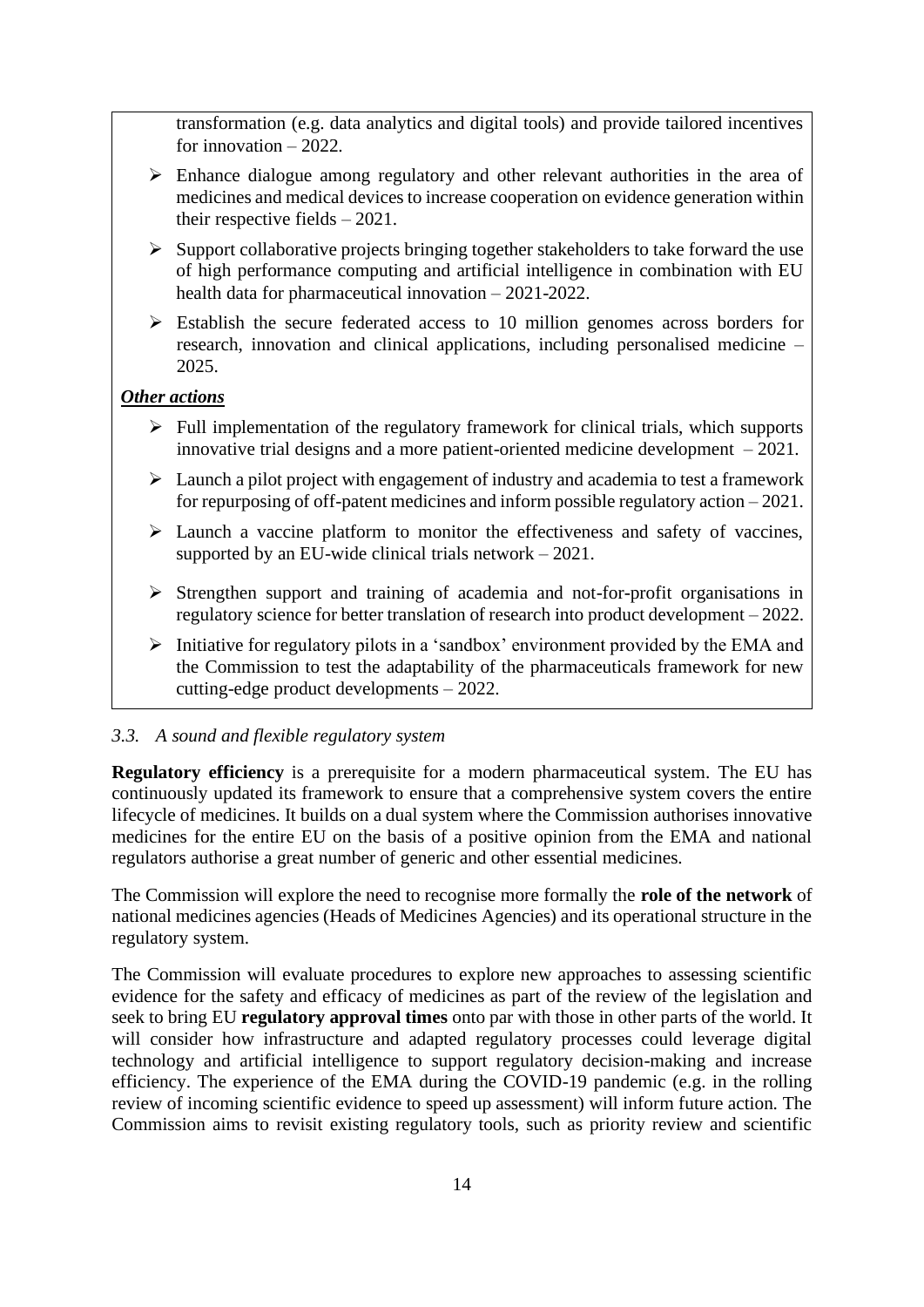transformation (e.g. data analytics and digital tools) and provide tailored incentives for innovation – 2022.

- Enhance dialogue among regulatory and other relevant authorities in the area of medicines and medical devices to increase cooperation on evidence generation within their respective fields – 2021.
- Support collaborative projects bringing together stakeholders to take forward the use of high performance computing and artificial intelligence in combination with EU health data for pharmaceutical innovation – 2021-2022.
- Establish the secure federated access to 10 million genomes across borders for research, innovation and clinical applications, including personalised medicine – 2025.

***Other actions***

- Full implementation of the regulatory framework for clinical trials, which supports innovative trial designs and a more patient-oriented medicine development – 2021.
- Launch a pilot project with engagement of industry and academia to test a framework for repurposing of off-patent medicines and inform possible regulatory action – 2021.
- Launch a vaccine platform to monitor the effectiveness and safety of vaccines, supported by an EU-wide clinical trials network – 2021.
- Strengthen support and training of academia and not-for-profit organisations in regulatory science for better translation of research into product development – 2022.
- Initiative for regulatory pilots in a 'sandbox' environment provided by the EMA and the Commission to test the adaptability of the pharmaceuticals framework for new cutting-edge product developments – 2022.

### *3.3. A sound and flexible regulatory system*

**Regulatory efficiency** is a prerequisite for a modern pharmaceutical system. The EU has continuously updated its framework to ensure that a comprehensive system covers the entire lifecycle of medicines. It builds on a dual system where the Commission authorises innovative medicines for the entire EU on the basis of a positive opinion from the EMA and national regulators authorise a great number of generic and other essential medicines.

The Commission will explore the need to recognise more formally the **role of the network** of national medicines agencies (Heads of Medicines Agencies) and its operational structure in the regulatory system.

The Commission will evaluate procedures to explore new approaches to assessing scientific evidence for the safety and efficacy of medicines as part of the review of the legislation and seek to bring EU **regulatory approval times** onto par with those in other parts of the world. It will consider how infrastructure and adapted regulatory processes could leverage digital technology and artificial intelligence to support regulatory decision-making and increase efficiency. The experience of the EMA during the COVID-19 pandemic (e.g. in the rolling review of incoming scientific evidence to speed up assessment) will inform future action. The Commission aims to revisit existing regulatory tools, such as priority review and scientific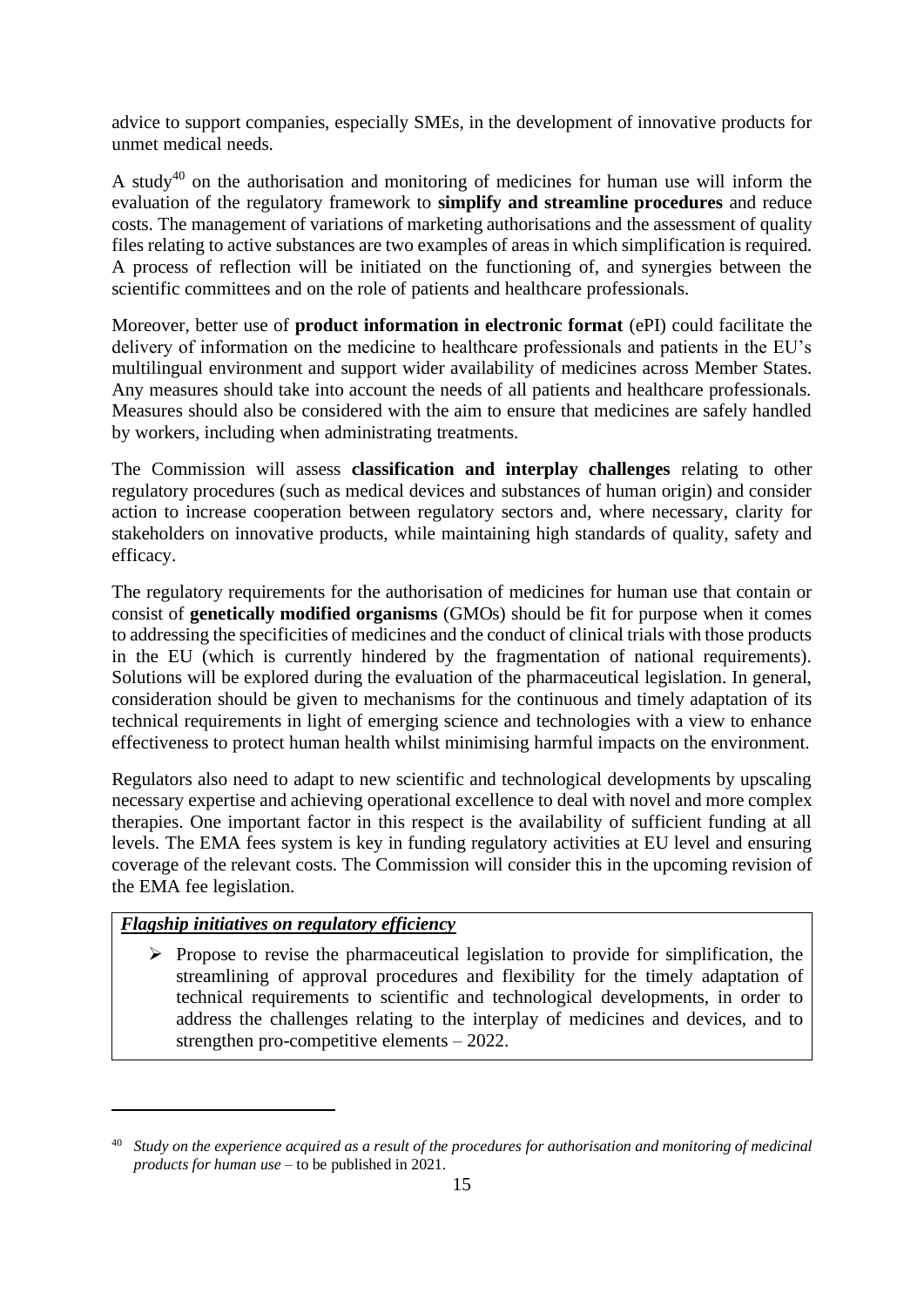advice to support companies, especially SMEs, in the development of innovative products for unmet medical needs.

A study[40] on the authorisation and monitoring of medicines for human use will inform the evaluation of the regulatory framework to **simplify and streamline procedures** and reduce costs. The management of variations of marketing authorisations and the assessment of quality files relating to active substances are two examples of areas in which simplification is required. A process of reflection will be initiated on the functioning of, and synergies between the scientific committees and on the role of patients and healthcare professionals.

Moreover, better use of **product information in electronic format** (ePI) could facilitate the delivery of information on the medicine to healthcare professionals and patients in the EU's multilingual environment and support wider availability of medicines across Member States. Any measures should take into account the needs of all patients and healthcare professionals. Measures should also be considered with the aim to ensure that medicines are safely handled by workers, including when administrating treatments.

The Commission will assess **classification and interplay challenges** relating to other regulatory procedures (such as medical devices and substances of human origin) and consider action to increase cooperation between regulatory sectors and, where necessary, clarity for stakeholders on innovative products, while maintaining high standards of quality, safety and efficacy.

The regulatory requirements for the authorisation of medicines for human use that contain or consist of **genetically modified organisms** (GMOs) should be fit for purpose when it comes to addressing the specificities of medicines and the conduct of clinical trials with those products in the EU (which is currently hindered by the fragmentation of national requirements). Solutions will be explored during the evaluation of the pharmaceutical legislation. In general, consideration should be given to mechanisms for the continuous and timely adaptation of its technical requirements in light of emerging science and technologies with a view to enhance effectiveness to protect human health whilst minimising harmful impacts on the environment.

Regulators also need to adapt to new scientific and technological developments by upscaling necessary expertise and achieving operational excellence to deal with novel and more complex therapies. One important factor in this respect is the availability of sufficient funding at all levels. The EMA fees system is key in funding regulatory activities at EU level and ensuring coverage of the relevant costs. The Commission will consider this in the upcoming revision of the EMA fee legislation.

***Flagship initiatives on regulatory efficiency***

- Propose to revise the pharmaceutical legislation to provide for simplification, the streamlining of approval procedures and flexibility for the timely adaptation of technical requirements to scientific and technological developments, in order to address the challenges relating to the interplay of medicines and devices, and to strengthen pro-competitive elements – 2022.

---

[40] *Study on the experience acquired as a result of the procedures for authorisation and monitoring of medicinal products for human use* – to be published in 2021.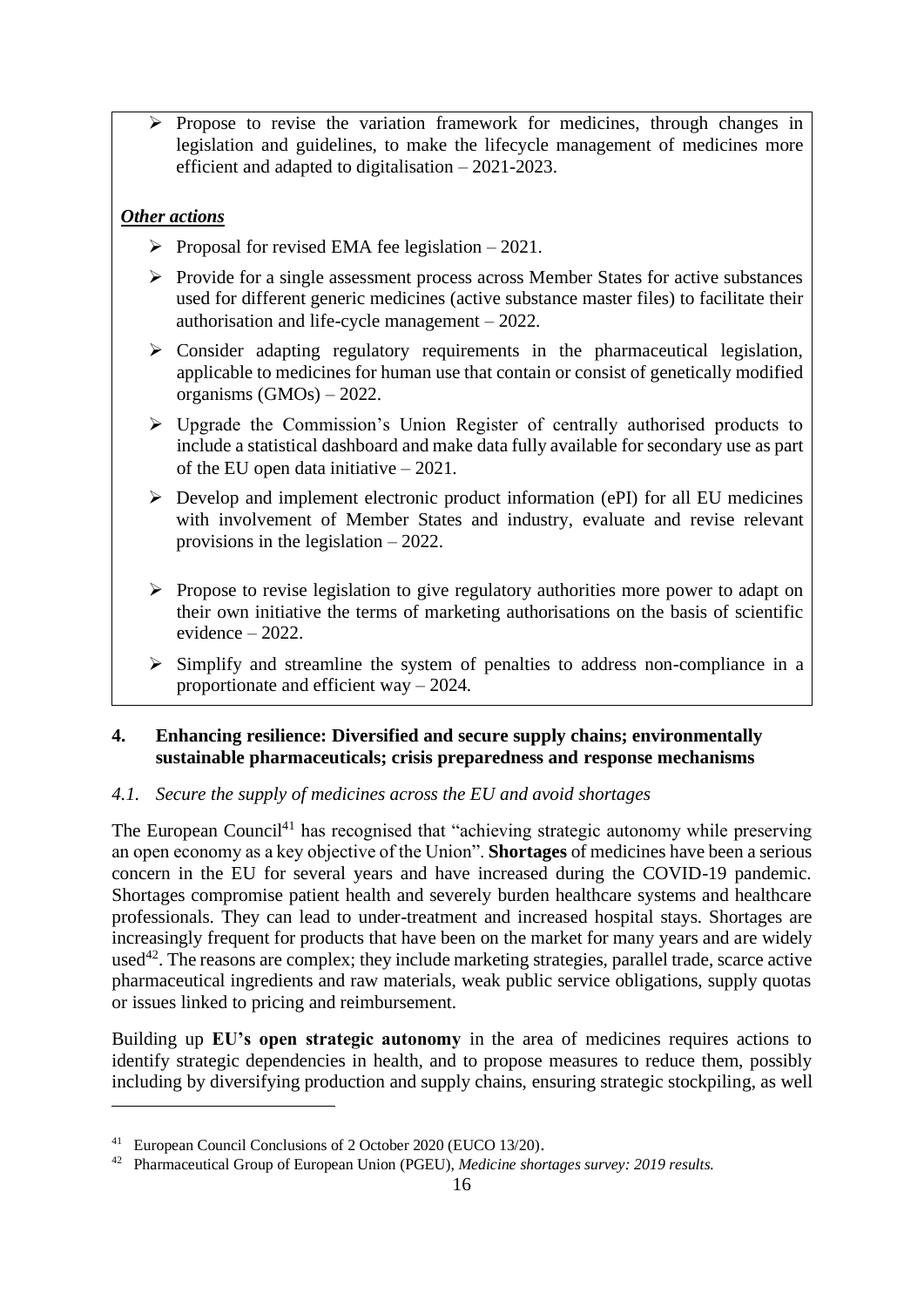- Propose to revise the variation framework for medicines, through changes in legislation and guidelines, to make the lifecycle management of medicines more efficient and adapted to digitalisation – 2021-2023.

***Other actions***

- Proposal for revised EMA fee legislation – 2021.
- Provide for a single assessment process across Member States for active substances used for different generic medicines (active substance master files) to facilitate their authorisation and life-cycle management – 2022.
- Consider adapting regulatory requirements in the pharmaceutical legislation, applicable to medicines for human use that contain or consist of genetically modified organisms (GMOs) – 2022.
- Upgrade the Commission's Union Register of centrally authorised products to include a statistical dashboard and make data fully available for secondary use as part of the EU open data initiative – 2021.
- Develop and implement electronic product information (ePI) for all EU medicines with involvement of Member States and industry, evaluate and revise relevant provisions in the legislation – 2022.
- Propose to revise legislation to give regulatory authorities more power to adapt on their own initiative the terms of marketing authorisations on the basis of scientific evidence – 2022.
- Simplify and streamline the system of penalties to address non-compliance in a proportionate and efficient way – 2024.

## 4. Enhancing resilience: Diversified and secure supply chains; environmentally sustainable pharmaceuticals; crisis preparedness and response mechanisms

### *4.1. Secure the supply of medicines across the EU and avoid shortages*

The European Council[41] has recognised that "achieving strategic autonomy while preserving an open economy as a key objective of the Union". **Shortages** of medicines have been a serious concern in the EU for several years and have increased during the COVID-19 pandemic. Shortages compromise patient health and severely burden healthcare systems and healthcare professionals. They can lead to under-treatment and increased hospital stays. Shortages are increasingly frequent for products that have been on the market for many years and are widely used[42]. The reasons are complex; they include marketing strategies, parallel trade, scarce active pharmaceutical ingredients and raw materials, weak public service obligations, supply quotas or issues linked to pricing and reimbursement.

Building up **EU's open strategic autonomy** in the area of medicines requires actions to identify strategic dependencies in health, and to propose measures to reduce them, possibly including by diversifying production and supply chains, ensuring strategic stockpiling, as well

---

[41] European Council Conclusions of 2 October 2020 (EUCO 13/20).

[42] Pharmaceutical Group of European Union (PGEU), *Medicine shortages survey: 2019 results.*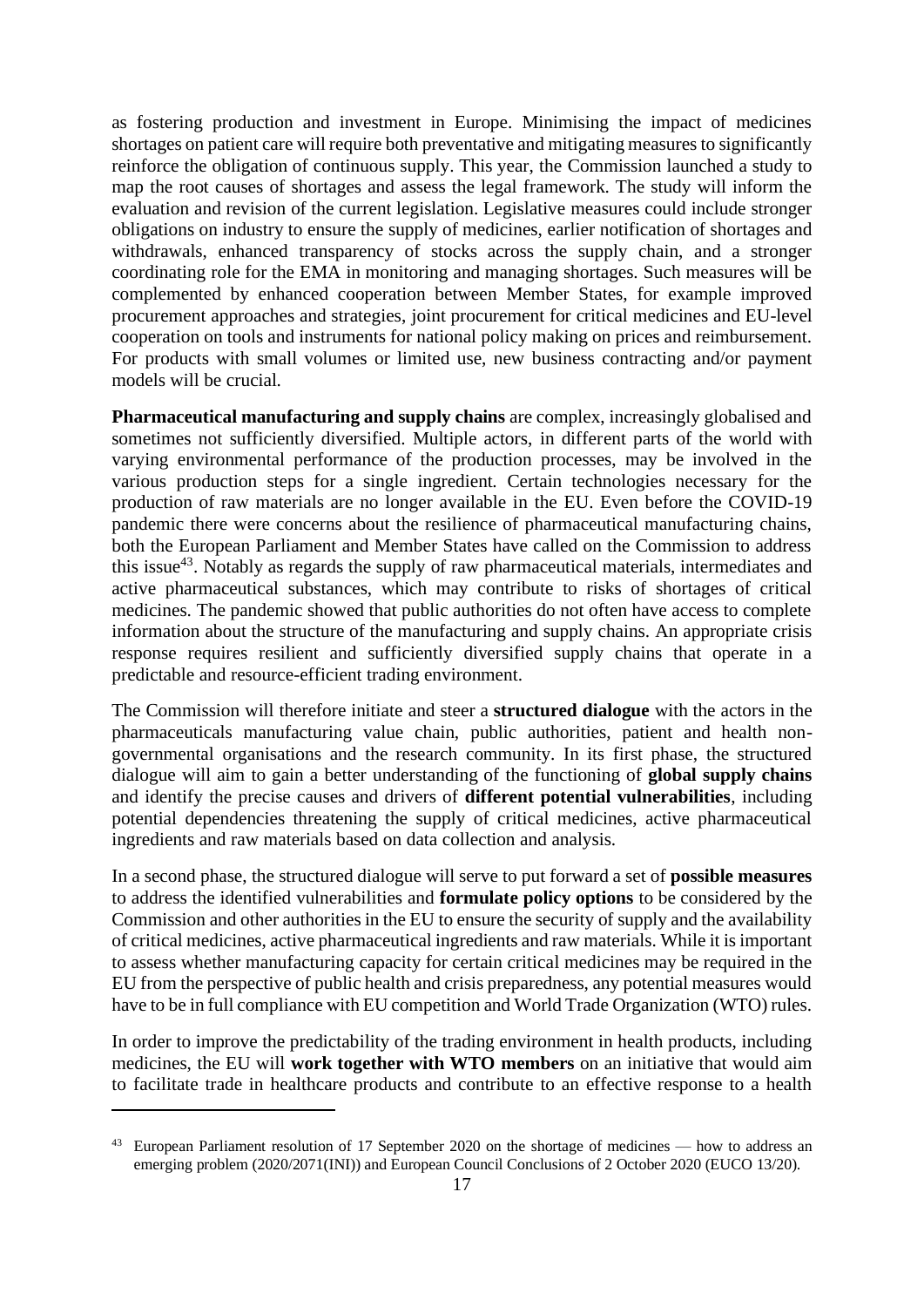as fostering production and investment in Europe. Minimising the impact of medicines shortages on patient care will require both preventative and mitigating measures to significantly reinforce the obligation of continuous supply. This year, the Commission launched a study to map the root causes of shortages and assess the legal framework. The study will inform the evaluation and revision of the current legislation. Legislative measures could include stronger obligations on industry to ensure the supply of medicines, earlier notification of shortages and withdrawals, enhanced transparency of stocks across the supply chain, and a stronger coordinating role for the EMA in monitoring and managing shortages. Such measures will be complemented by enhanced cooperation between Member States, for example improved procurement approaches and strategies, joint procurement for critical medicines and EU-level cooperation on tools and instruments for national policy making on prices and reimbursement. For products with small volumes or limited use, new business contracting and/or payment models will be crucial.

**Pharmaceutical manufacturing and supply chains** are complex, increasingly globalised and sometimes not sufficiently diversified. Multiple actors, in different parts of the world with varying environmental performance of the production processes, may be involved in the various production steps for a single ingredient. Certain technologies necessary for the production of raw materials are no longer available in the EU. Even before the COVID-19 pandemic there were concerns about the resilience of pharmaceutical manufacturing chains, both the European Parliament and Member States have called on the Commission to address this issue[43]. Notably as regards the supply of raw pharmaceutical materials, intermediates and active pharmaceutical substances, which may contribute to risks of shortages of critical medicines. The pandemic showed that public authorities do not often have access to complete information about the structure of the manufacturing and supply chains. An appropriate crisis response requires resilient and sufficiently diversified supply chains that operate in a predictable and resource-efficient trading environment.

The Commission will therefore initiate and steer a **structured dialogue** with the actors in the pharmaceuticals manufacturing value chain, public authorities, patient and health non-governmental organisations and the research community. In its first phase, the structured dialogue will aim to gain a better understanding of the functioning of **global supply chains** and identify the precise causes and drivers of **different potential vulnerabilities**, including potential dependencies threatening the supply of critical medicines, active pharmaceutical ingredients and raw materials based on data collection and analysis.

In a second phase, the structured dialogue will serve to put forward a set of **possible measures** to address the identified vulnerabilities and **formulate policy options** to be considered by the Commission and other authorities in the EU to ensure the security of supply and the availability of critical medicines, active pharmaceutical ingredients and raw materials. While it is important to assess whether manufacturing capacity for certain critical medicines may be required in the EU from the perspective of public health and crisis preparedness, any potential measures would have to be in full compliance with EU competition and World Trade Organization (WTO) rules.

In order to improve the predictability of the trading environment in health products, including medicines, the EU will **work together with WTO members** on an initiative that would aim to facilitate trade in healthcare products and contribute to an effective response to a health

---

[43] European Parliament resolution of 17 September 2020 on the shortage of medicines — how to address an emerging problem (2020/2071(INI)) and European Council Conclusions of 2 October 2020 (EUCO 13/20).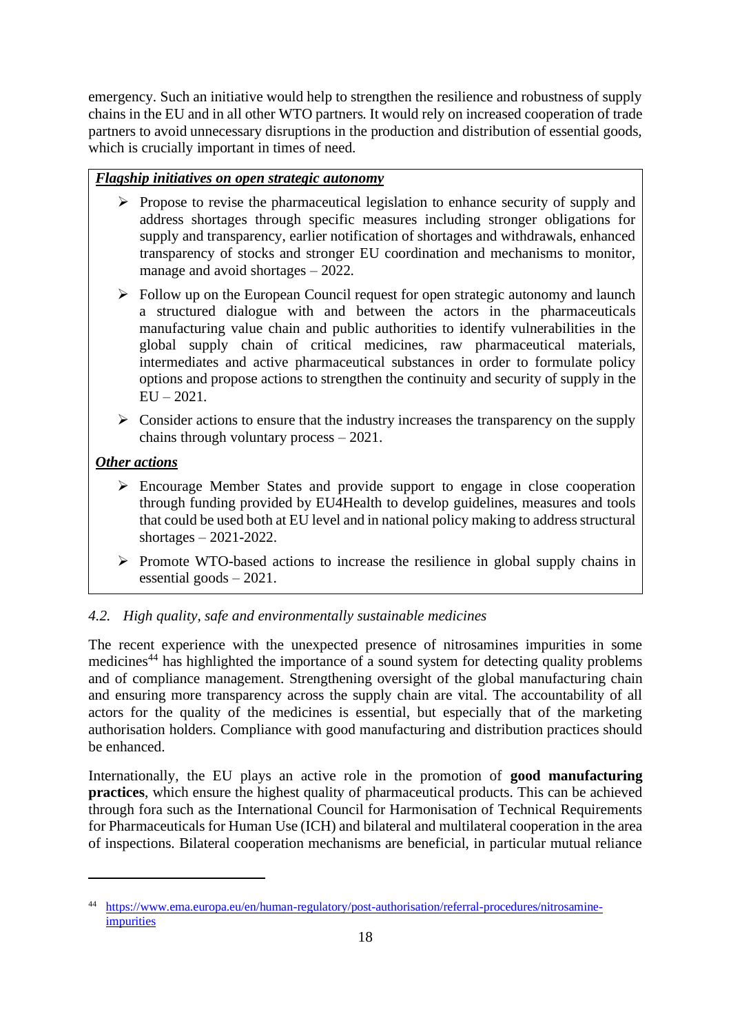emergency. Such an initiative would help to strengthen the resilience and robustness of supply chains in the EU and in all other WTO partners. It would rely on increased cooperation of trade partners to avoid unnecessary disruptions in the production and distribution of essential goods, which is crucially important in times of need.

***Flagship initiatives on open strategic autonomy***

- Propose to revise the pharmaceutical legislation to enhance security of supply and address shortages through specific measures including stronger obligations for supply and transparency, earlier notification of shortages and withdrawals, enhanced transparency of stocks and stronger EU coordination and mechanisms to monitor, manage and avoid shortages – 2022.
- Follow up on the European Council request for open strategic autonomy and launch a structured dialogue with and between the actors in the pharmaceuticals manufacturing value chain and public authorities to identify vulnerabilities in the global supply chain of critical medicines, raw pharmaceutical materials, intermediates and active pharmaceutical substances in order to formulate policy options and propose actions to strengthen the continuity and security of supply in the EU – 2021.
- Consider actions to ensure that the industry increases the transparency on the supply chains through voluntary process – 2021.

***Other actions***

- Encourage Member States and provide support to engage in close cooperation through funding provided by EU4Health to develop guidelines, measures and tools that could be used both at EU level and in national policy making to address structural shortages – 2021-2022.
- Promote WTO-based actions to increase the resilience in global supply chains in essential goods – 2021.

### *4.2. High quality, safe and environmentally sustainable medicines*

The recent experience with the unexpected presence of nitrosamines impurities in some medicines[44] has highlighted the importance of a sound system for detecting quality problems and of compliance management. Strengthening oversight of the global manufacturing chain and ensuring more transparency across the supply chain are vital. The accountability of all actors for the quality of the medicines is essential, but especially that of the marketing authorisation holders. Compliance with good manufacturing and distribution practices should be enhanced.

Internationally, the EU plays an active role in the promotion of **good manufacturing practices**, which ensure the highest quality of pharmaceutical products. This can be achieved through fora such as the International Council for Harmonisation of Technical Requirements for Pharmaceuticals for Human Use (ICH) and bilateral and multilateral cooperation in the area of inspections. Bilateral cooperation mechanisms are beneficial, in particular mutual reliance

---

[44] https://www.ema.europa.eu/en/human-regulatory/post-authorisation/referral-procedures/nitrosamine-impurities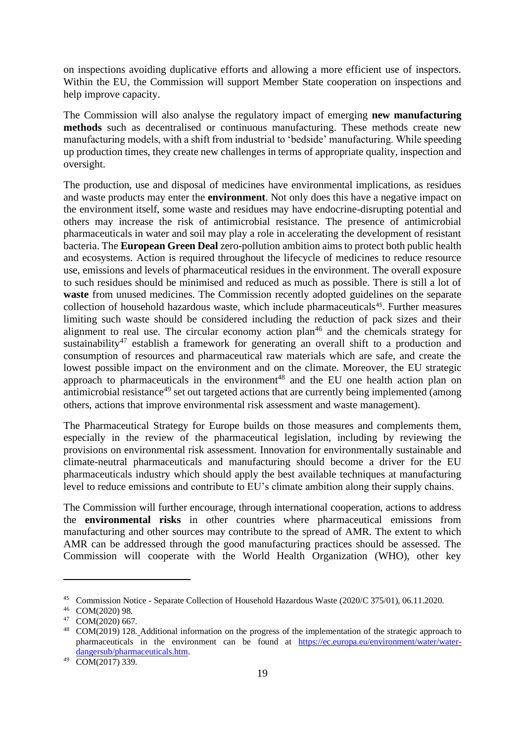on inspections avoiding duplicative efforts and allowing a more efficient use of inspectors. Within the EU, the Commission will support Member State cooperation on inspections and help improve capacity.

The Commission will also analyse the regulatory impact of emerging **new manufacturing methods** such as decentralised or continuous manufacturing. These methods create new manufacturing models, with a shift from industrial to 'bedside' manufacturing. While speeding up production times, they create new challenges in terms of appropriate quality, inspection and oversight.

The production, use and disposal of medicines have environmental implications, as residues and waste products may enter the **environment**. Not only does this have a negative impact on the environment itself, some waste and residues may have endocrine-disrupting potential and others may increase the risk of antimicrobial resistance. The presence of antimicrobial pharmaceuticals in water and soil may play a role in accelerating the development of resistant bacteria. The **European Green Deal** zero-pollution ambition aims to protect both public health and ecosystems. Action is required throughout the lifecycle of medicines to reduce resource use, emissions and levels of pharmaceutical residues in the environment. The overall exposure to such residues should be minimised and reduced as much as possible. There is still a lot of **waste** from unused medicines. The Commission recently adopted guidelines on the separate collection of household hazardous waste, which include pharmaceuticals[45]. Further measures limiting such waste should be considered including the reduction of pack sizes and their alignment to real use. The circular economy action plan[46] and the chemicals strategy for sustainability[47] establish a framework for generating an overall shift to a production and consumption of resources and pharmaceutical raw materials which are safe, and create the lowest possible impact on the environment and on the climate. Moreover, the EU strategic approach to pharmaceuticals in the environment[48] and the EU one health action plan on antimicrobial resistance[49] set out targeted actions that are currently being implemented (among others, actions that improve environmental risk assessment and waste management).

The Pharmaceutical Strategy for Europe builds on those measures and complements them, especially in the review of the pharmaceutical legislation, including by reviewing the provisions on environmental risk assessment. Innovation for environmentally sustainable and climate-neutral pharmaceuticals and manufacturing should become a driver for the EU pharmaceuticals industry which should apply the best available techniques at manufacturing level to reduce emissions and contribute to EU's climate ambition along their supply chains.

The Commission will further encourage, through international cooperation, actions to address the **environmental risks** in other countries where pharmaceutical emissions from manufacturing and other sources may contribute to the spread of AMR. The extent to which AMR can be addressed through the good manufacturing practices should be assessed. The Commission will cooperate with the World Health Organization (WHO), other key

---

[45] Commission Notice - Separate Collection of Household Hazardous Waste (2020/C 375/01), 06.11.2020.

[46] COM(2020) 98.

[47] COM(2020) 667.

[48] COM(2019) 128. Additional information on the progress of the implementation of the strategic approach to pharmaceuticals in the environment can be found at https://ec.europa.eu/environment/water/water-dangersub/pharmaceuticals.htm.

[49] COM(2017) 339.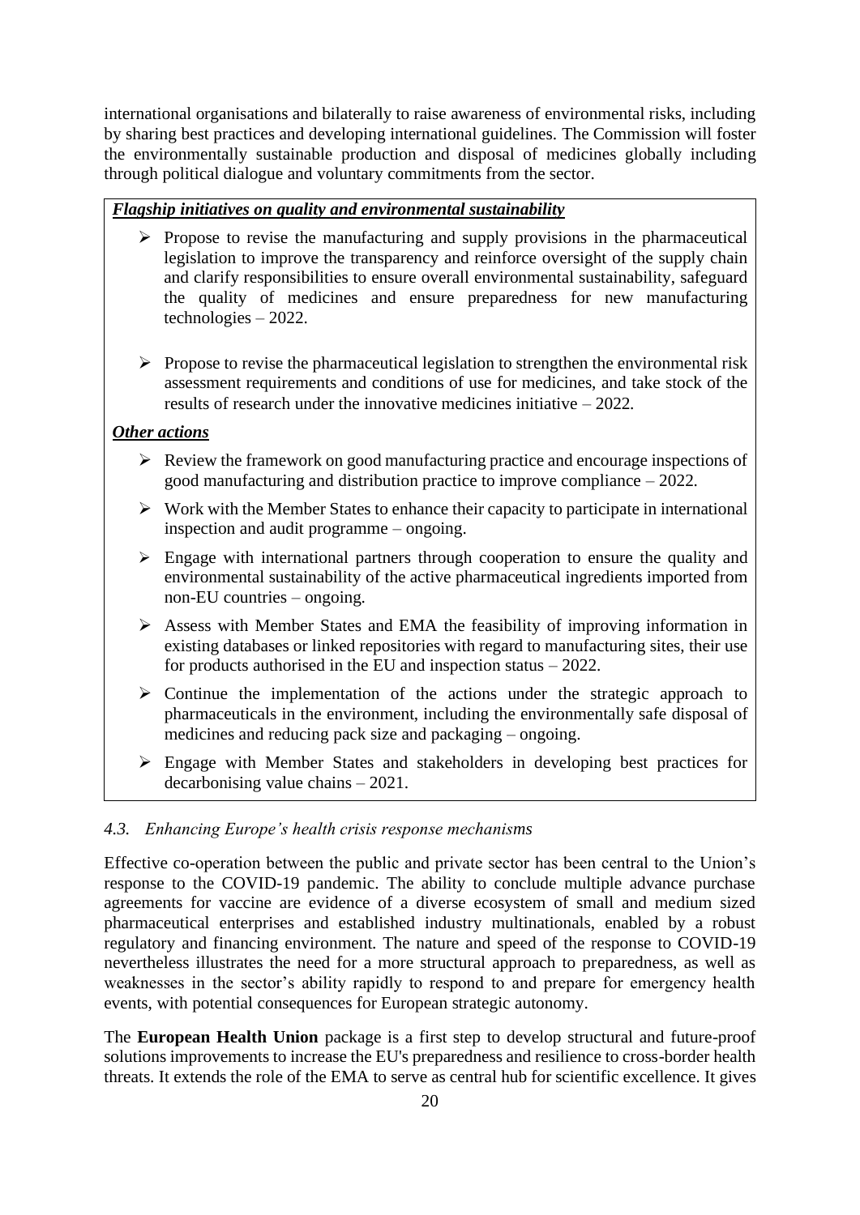international organisations and bilaterally to raise awareness of environmental risks, including by sharing best practices and developing international guidelines. The Commission will foster the environmentally sustainable production and disposal of medicines globally including through political dialogue and voluntary commitments from the sector.

***Flagship initiatives on quality and environmental sustainability***

- Propose to revise the manufacturing and supply provisions in the pharmaceutical legislation to improve the transparency and reinforce oversight of the supply chain and clarify responsibilities to ensure overall environmental sustainability, safeguard the quality of medicines and ensure preparedness for new manufacturing technologies – 2022.

- Propose to revise the pharmaceutical legislation to strengthen the environmental risk assessment requirements and conditions of use for medicines, and take stock of the results of research under the innovative medicines initiative – 2022.

***Other actions***

- Review the framework on good manufacturing practice and encourage inspections of good manufacturing and distribution practice to improve compliance – 2022.
- Work with the Member States to enhance their capacity to participate in international inspection and audit programme – ongoing.
- Engage with international partners through cooperation to ensure the quality and environmental sustainability of the active pharmaceutical ingredients imported from non-EU countries – ongoing.
- Assess with Member States and EMA the feasibility of improving information in existing databases or linked repositories with regard to manufacturing sites, their use for products authorised in the EU and inspection status – 2022.
- Continue the implementation of the actions under the strategic approach to pharmaceuticals in the environment, including the environmentally safe disposal of medicines and reducing pack size and packaging – ongoing.
- Engage with Member States and stakeholders in developing best practices for decarbonising value chains – 2021.

### *4.3. Enhancing Europe's health crisis response mechanisms*

Effective co-operation between the public and private sector has been central to the Union's response to the COVID-19 pandemic. The ability to conclude multiple advance purchase agreements for vaccine are evidence of a diverse ecosystem of small and medium sized pharmaceutical enterprises and established industry multinationals, enabled by a robust regulatory and financing environment. The nature and speed of the response to COVID-19 nevertheless illustrates the need for a more structural approach to preparedness, as well as weaknesses in the sector's ability rapidly to respond to and prepare for emergency health events, with potential consequences for European strategic autonomy.

The **European Health Union** package is a first step to develop structural and future-proof solutions improvements to increase the EU's preparedness and resilience to cross-border health threats. It extends the role of the EMA to serve as central hub for scientific excellence. It gives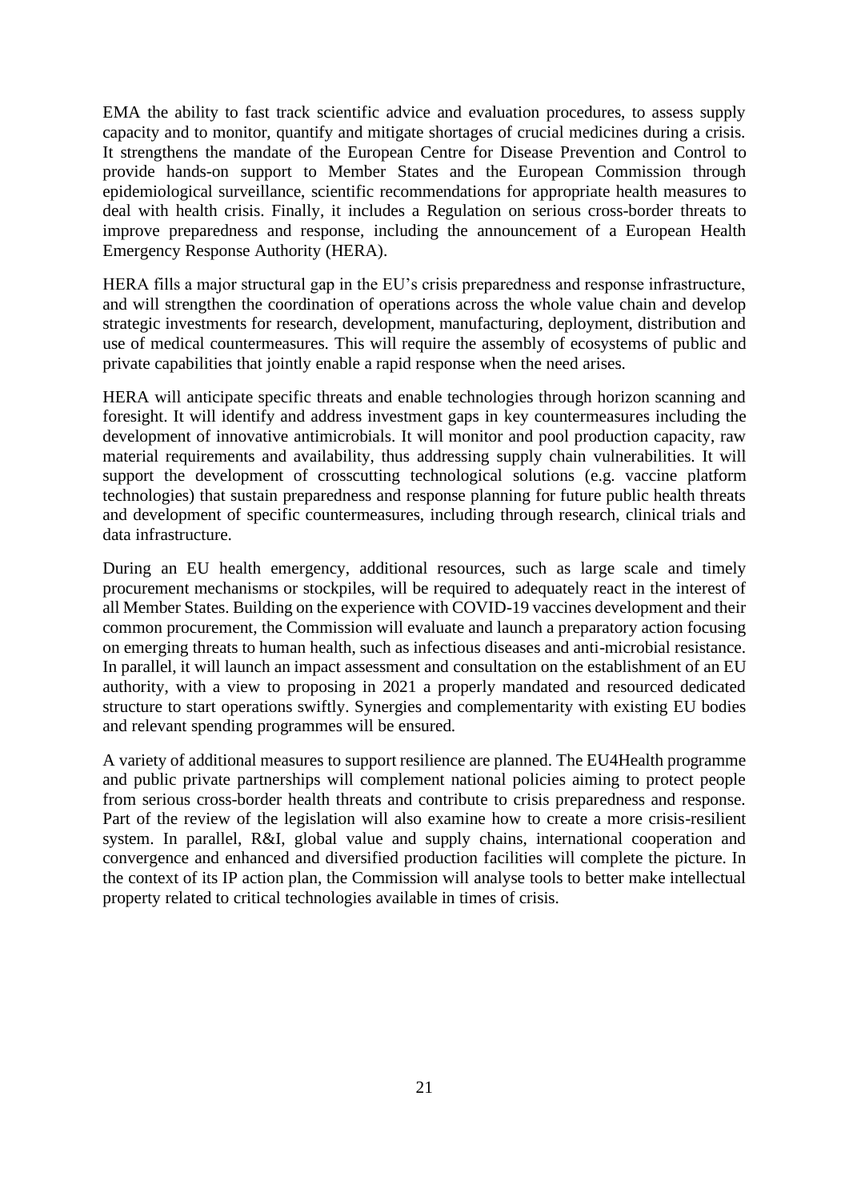EMA the ability to fast track scientific advice and evaluation procedures, to assess supply capacity and to monitor, quantify and mitigate shortages of crucial medicines during a crisis. It strengthens the mandate of the European Centre for Disease Prevention and Control to provide hands-on support to Member States and the European Commission through epidemiological surveillance, scientific recommendations for appropriate health measures to deal with health crisis. Finally, it includes a Regulation on serious cross-border threats to improve preparedness and response, including the announcement of a European Health Emergency Response Authority (HERA).

HERA fills a major structural gap in the EU's crisis preparedness and response infrastructure, and will strengthen the coordination of operations across the whole value chain and develop strategic investments for research, development, manufacturing, deployment, distribution and use of medical countermeasures. This will require the assembly of ecosystems of public and private capabilities that jointly enable a rapid response when the need arises.

HERA will anticipate specific threats and enable technologies through horizon scanning and foresight. It will identify and address investment gaps in key countermeasures including the development of innovative antimicrobials. It will monitor and pool production capacity, raw material requirements and availability, thus addressing supply chain vulnerabilities. It will support the development of crosscutting technological solutions (e.g. vaccine platform technologies) that sustain preparedness and response planning for future public health threats and development of specific countermeasures, including through research, clinical trials and data infrastructure.

During an EU health emergency, additional resources, such as large scale and timely procurement mechanisms or stockpiles, will be required to adequately react in the interest of all Member States. Building on the experience with COVID-19 vaccines development and their common procurement, the Commission will evaluate and launch a preparatory action focusing on emerging threats to human health, such as infectious diseases and anti-microbial resistance. In parallel, it will launch an impact assessment and consultation on the establishment of an EU authority, with a view to proposing in 2021 a properly mandated and resourced dedicated structure to start operations swiftly. Synergies and complementarity with existing EU bodies and relevant spending programmes will be ensured.

A variety of additional measures to support resilience are planned. The EU4Health programme and public private partnerships will complement national policies aiming to protect people from serious cross-border health threats and contribute to crisis preparedness and response. Part of the review of the legislation will also examine how to create a more crisis-resilient system. In parallel, R&I, global value and supply chains, international cooperation and convergence and enhanced and diversified production facilities will complete the picture. In the context of its IP action plan, the Commission will analyse tools to better make intellectual property related to critical technologies available in times of crisis.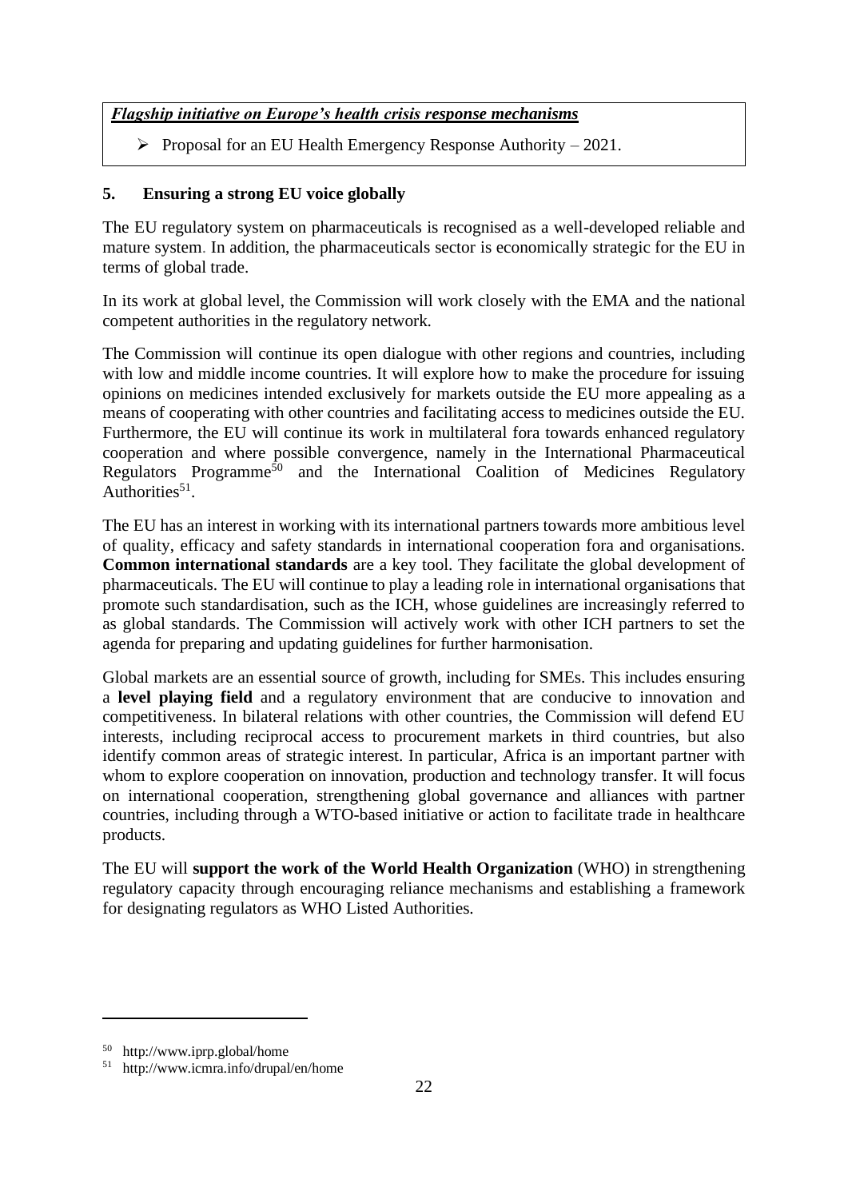***Flagship initiative on Europe's health crisis response mechanisms***

- Proposal for an EU Health Emergency Response Authority – 2021.

## 5. Ensuring a strong EU voice globally

The EU regulatory system on pharmaceuticals is recognised as a well-developed reliable and mature system. In addition, the pharmaceuticals sector is economically strategic for the EU in terms of global trade.

In its work at global level, the Commission will work closely with the EMA and the national competent authorities in the regulatory network.

The Commission will continue its open dialogue with other regions and countries, including with low and middle income countries. It will explore how to make the procedure for issuing opinions on medicines intended exclusively for markets outside the EU more appealing as a means of cooperating with other countries and facilitating access to medicines outside the EU. Furthermore, the EU will continue its work in multilateral fora towards enhanced regulatory cooperation and where possible convergence, namely in the International Pharmaceutical Regulators Programme[50] and the International Coalition of Medicines Regulatory Authorities[51].

The EU has an interest in working with its international partners towards more ambitious level of quality, efficacy and safety standards in international cooperation fora and organisations. **Common international standards** are a key tool. They facilitate the global development of pharmaceuticals. The EU will continue to play a leading role in international organisations that promote such standardisation, such as the ICH, whose guidelines are increasingly referred to as global standards. The Commission will actively work with other ICH partners to set the agenda for preparing and updating guidelines for further harmonisation.

Global markets are an essential source of growth, including for SMEs. This includes ensuring a **level playing field** and a regulatory environment that are conducive to innovation and competitiveness. In bilateral relations with other countries, the Commission will defend EU interests, including reciprocal access to procurement markets in third countries, but also identify common areas of strategic interest. In particular, Africa is an important partner with whom to explore cooperation on innovation, production and technology transfer. It will focus on international cooperation, strengthening global governance and alliances with partner countries, including through a WTO-based initiative or action to facilitate trade in healthcare products.

The EU will **support the work of the World Health Organization** (WHO) in strengthening regulatory capacity through encouraging reliance mechanisms and establishing a framework for designating regulators as WHO Listed Authorities.

---

[50] http://www.iprp.global/home

[51] http://www.icmra.info/drupal/en/home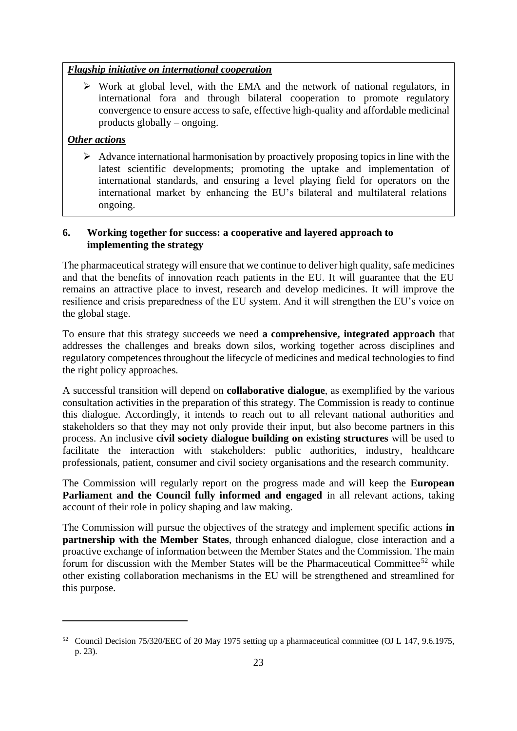***Flagship initiative on international cooperation***

- Work at global level, with the EMA and the network of national regulators, in international fora and through bilateral cooperation to promote regulatory convergence to ensure access to safe, effective high-quality and affordable medicinal products globally – ongoing.

***Other actions***

- Advance international harmonisation by proactively proposing topics in line with the latest scientific developments; promoting the uptake and implementation of international standards, and ensuring a level playing field for operators on the international market by enhancing the EU's bilateral and multilateral relations ongoing.

## 6. Working together for success: a cooperative and layered approach to implementing the strategy

The pharmaceutical strategy will ensure that we continue to deliver high quality, safe medicines and that the benefits of innovation reach patients in the EU. It will guarantee that the EU remains an attractive place to invest, research and develop medicines. It will improve the resilience and crisis preparedness of the EU system. And it will strengthen the EU's voice on the global stage.

To ensure that this strategy succeeds we need **a comprehensive, integrated approach** that addresses the challenges and breaks down silos, working together across disciplines and regulatory competences throughout the lifecycle of medicines and medical technologies to find the right policy approaches.

A successful transition will depend on **collaborative dialogue**, as exemplified by the various consultation activities in the preparation of this strategy. The Commission is ready to continue this dialogue. Accordingly, it intends to reach out to all relevant national authorities and stakeholders so that they may not only provide their input, but also become partners in this process. An inclusive **civil society dialogue building on existing structures** will be used to facilitate the interaction with stakeholders: public authorities, industry, healthcare professionals, patient, consumer and civil society organisations and the research community.

The Commission will regularly report on the progress made and will keep the **European Parliament and the Council fully informed and engaged** in all relevant actions, taking account of their role in policy shaping and law making.

The Commission will pursue the objectives of the strategy and implement specific actions **in partnership with the Member States**, through enhanced dialogue, close interaction and a proactive exchange of information between the Member States and the Commission. The main forum for discussion with the Member States will be the Pharmaceutical Committee[52] while other existing collaboration mechanisms in the EU will be strengthened and streamlined for this purpose.

---

[52] Council Decision 75/320/EEC of 20 May 1975 setting up a pharmaceutical committee (OJ L 147, 9.6.1975, p. 23).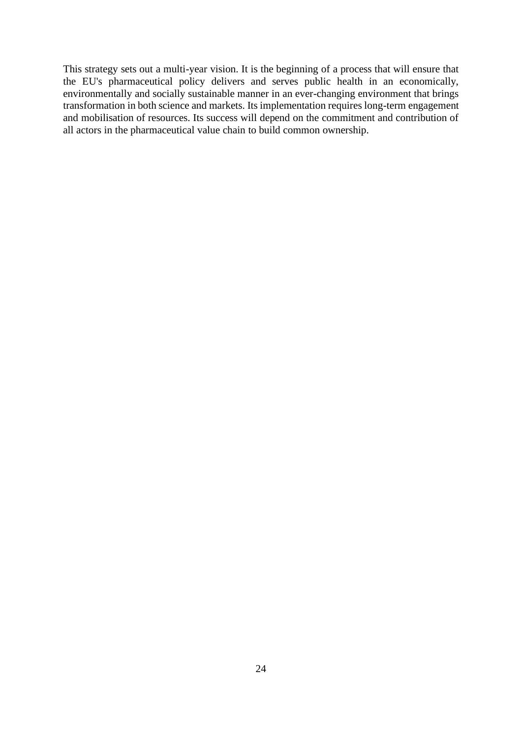This strategy sets out a multi-year vision. It is the beginning of a process that will ensure that the EU's pharmaceutical policy delivers and serves public health in an economically, environmentally and socially sustainable manner in an ever-changing environment that brings transformation in both science and markets. Its implementation requires long-term engagement and mobilisation of resources. Its success will depend on the commitment and contribution of all actors in the pharmaceutical value chain to build common ownership.